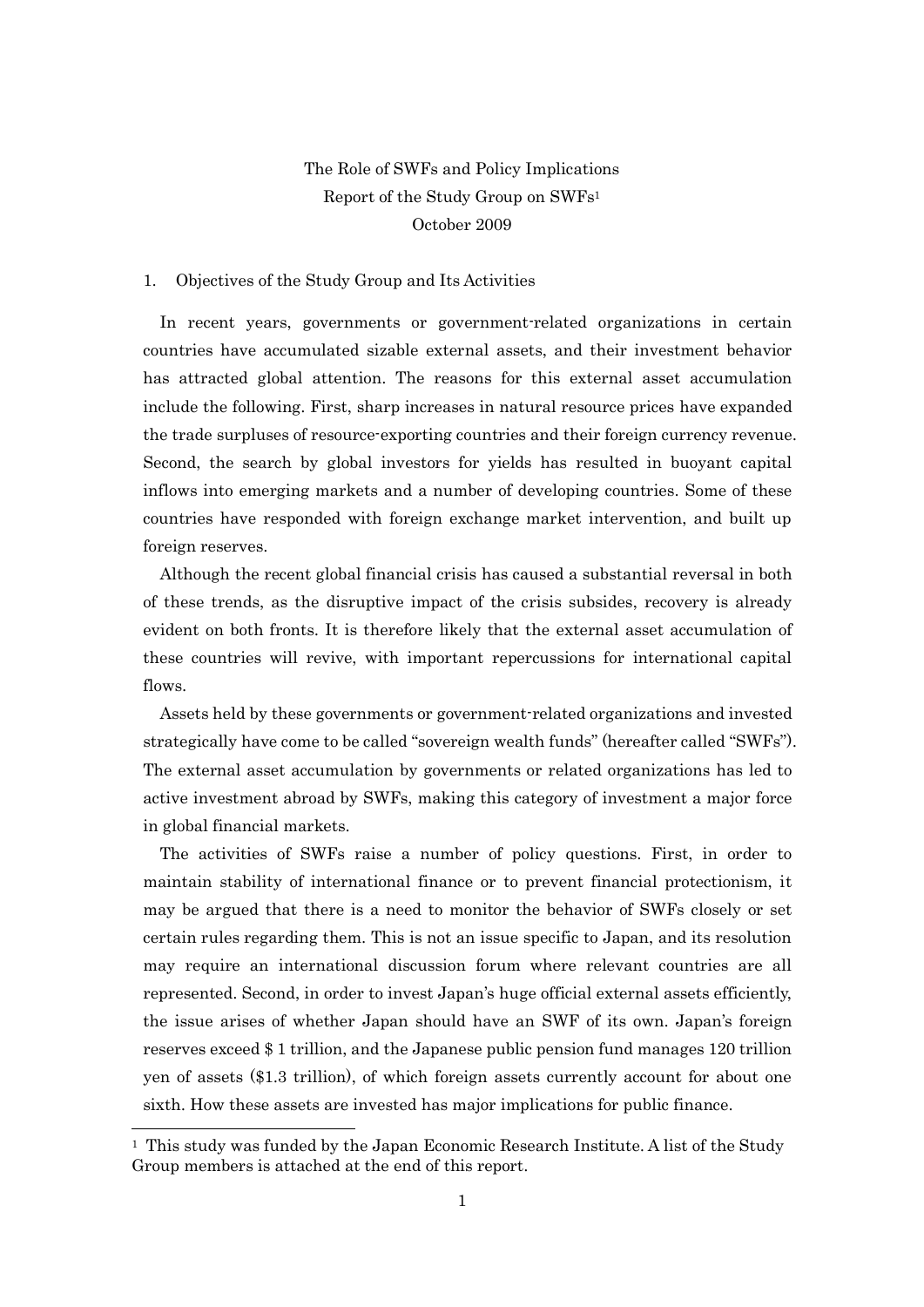# The Role of SWFs and Policy Implications

Report of the Study Group on SWFs[1]

October 2009

## 1. Objectives of the Study Group and Its Activities

In recent years, governments or government-related organizations in certain countries have accumulated sizable external assets, and their investment behavior has attracted global attention. The reasons for this external asset accumulation include the following. First, sharp increases in natural resource prices have expanded the trade surpluses of resource-exporting countries and their foreign currency revenue. Second, the search by global investors for yields has resulted in buoyant capital inflows into emerging markets and a number of developing countries. Some of these countries have responded with foreign exchange market intervention, and built up foreign reserves.

Although the recent global financial crisis has caused a substantial reversal in both of these trends, as the disruptive impact of the crisis subsides, recovery is already evident on both fronts. It is therefore likely that the external asset accumulation of these countries will revive, with important repercussions for international capital flows.

Assets held by these governments or government-related organizations and invested strategically have come to be called "sovereign wealth funds" (hereafter called "SWFs"). The external asset accumulation by governments or related organizations has led to active investment abroad by SWFs, making this category of investment a major force in global financial markets.

The activities of SWFs raise a number of policy questions. First, in order to maintain stability of international finance or to prevent financial protectionism, it may be argued that there is a need to monitor the behavior of SWFs closely or set certain rules regarding them. This is not an issue specific to Japan, and its resolution may require an international discussion forum where relevant countries are all represented. Second, in order to invest Japan's huge official external assets efficiently, the issue arises of whether Japan should have an SWF of its own. Japan's foreign reserves exceed $ 1 trillion, and the Japanese public pension fund manages 120 trillion yen of assets ($1.3 trillion), of which foreign assets currently account for about one sixth. How these assets are invested has major implications for public finance.

[1] This study was funded by the Japan Economic Research Institute. A list of the Study Group members is attached at the end of this report.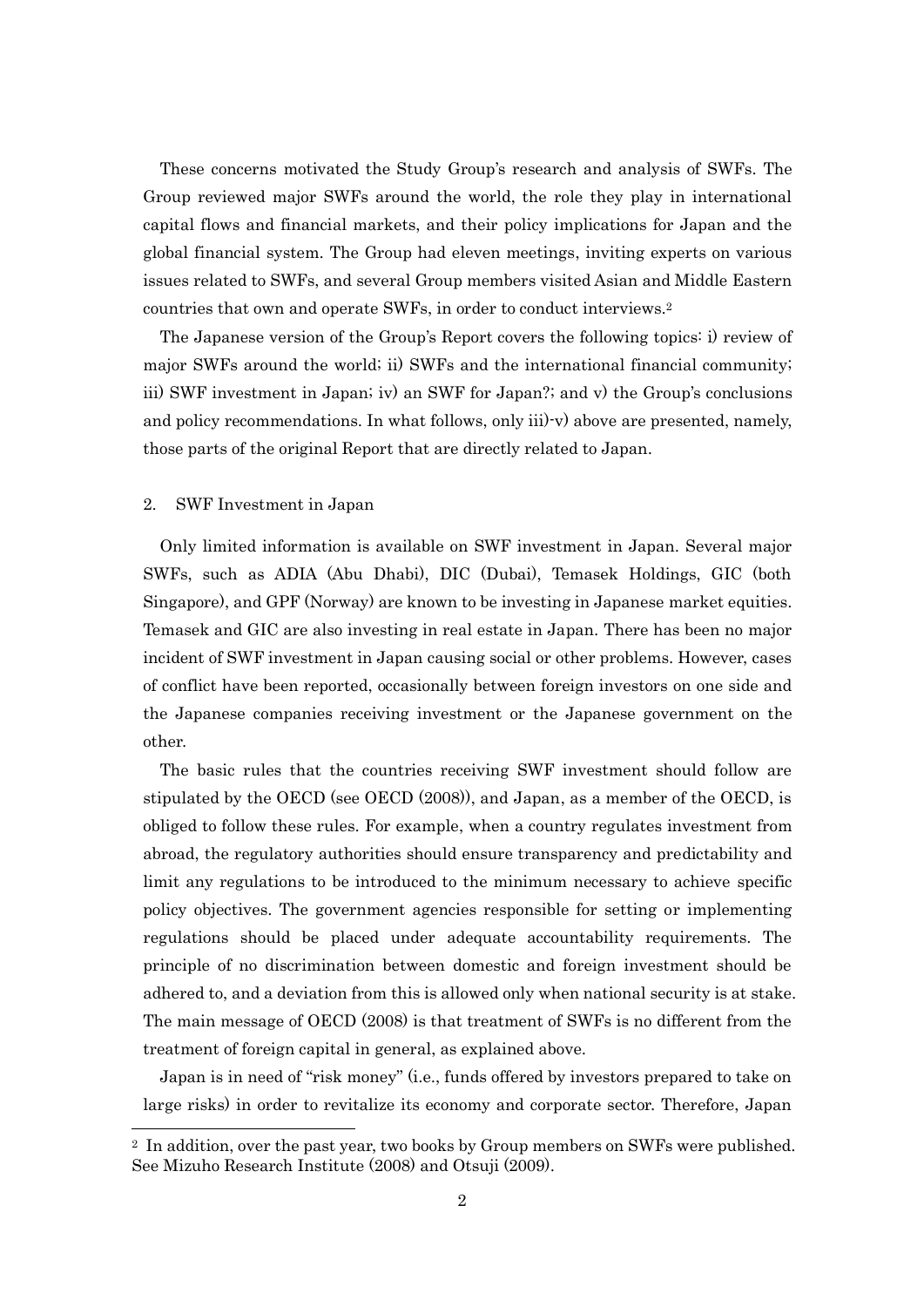These concerns motivated the Study Group's research and analysis of SWFs. The Group reviewed major SWFs around the world, the role they play in international capital flows and financial markets, and their policy implications for Japan and the global financial system. The Group had eleven meetings, inviting experts on various issues related to SWFs, and several Group members visited Asian and Middle Eastern countries that own and operate SWFs, in order to conduct interviews.[2]

The Japanese version of the Group's Report covers the following topics: i) review of major SWFs around the world; ii) SWFs and the international financial community; iii) SWF investment in Japan; iv) an SWF for Japan?; and v) the Group's conclusions and policy recommendations. In what follows, only iii)-v) above are presented, namely, those parts of the original Report that are directly related to Japan.

## 2. SWF Investment in Japan

Only limited information is available on SWF investment in Japan. Several major SWFs, such as ADIA (Abu Dhabi), DIC (Dubai), Temasek Holdings, GIC (both Singapore), and GPF (Norway) are known to be investing in Japanese market equities. Temasek and GIC are also investing in real estate in Japan. There has been no major incident of SWF investment in Japan causing social or other problems. However, cases of conflict have been reported, occasionally between foreign investors on one side and the Japanese companies receiving investment or the Japanese government on the other.

The basic rules that the countries receiving SWF investment should follow are stipulated by the OECD (see OECD (2008)), and Japan, as a member of the OECD, is obliged to follow these rules. For example, when a country regulates investment from abroad, the regulatory authorities should ensure transparency and predictability and limit any regulations to be introduced to the minimum necessary to achieve specific policy objectives. The government agencies responsible for setting or implementing regulations should be placed under adequate accountability requirements. The principle of no discrimination between domestic and foreign investment should be adhered to, and a deviation from this is allowed only when national security is at stake. The main message of OECD (2008) is that treatment of SWFs is no different from the treatment of foreign capital in general, as explained above.

Japan is in need of "risk money" (i.e., funds offered by investors prepared to take on large risks) in order to revitalize its economy and corporate sector. Therefore, Japan

---

[2] In addition, over the past year, two books by Group members on SWFs were published. See Mizuho Research Institute (2008) and Otsuji (2009).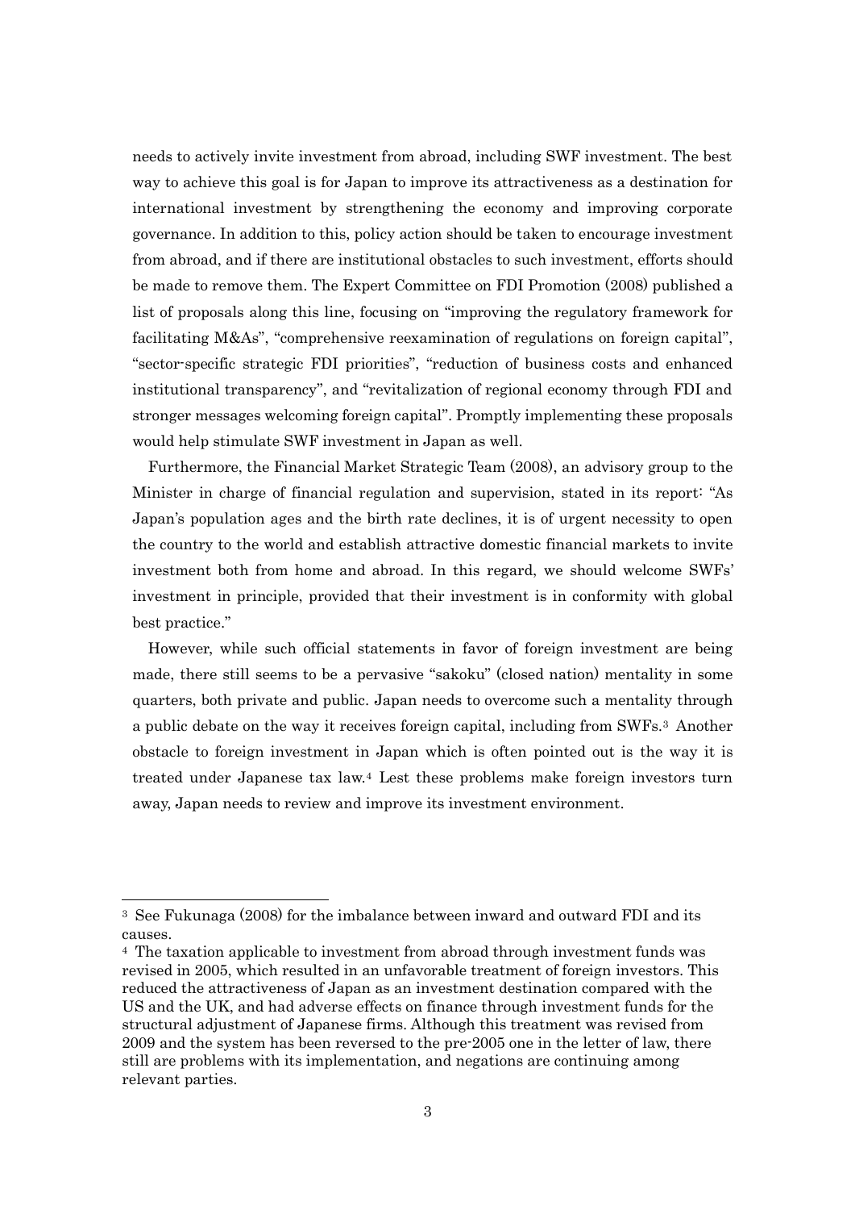needs to actively invite investment from abroad, including SWF investment. The best way to achieve this goal is for Japan to improve its attractiveness as a destination for international investment by strengthening the economy and improving corporate governance. In addition to this, policy action should be taken to encourage investment from abroad, and if there are institutional obstacles to such investment, efforts should be made to remove them. The Expert Committee on FDI Promotion (2008) published a list of proposals along this line, focusing on "improving the regulatory framework for facilitating M&As", "comprehensive reexamination of regulations on foreign capital", "sector-specific strategic FDI priorities", "reduction of business costs and enhanced institutional transparency", and "revitalization of regional economy through FDI and stronger messages welcoming foreign capital". Promptly implementing these proposals would help stimulate SWF investment in Japan as well.

Furthermore, the Financial Market Strategic Team (2008), an advisory group to the Minister in charge of financial regulation and supervision, stated in its report: "As Japan's population ages and the birth rate declines, it is of urgent necessity to open the country to the world and establish attractive domestic financial markets to invite investment both from home and abroad. In this regard, we should welcome SWFs' investment in principle, provided that their investment is in conformity with global best practice."

However, while such official statements in favor of foreign investment are being made, there still seems to be a pervasive "sakoku" (closed nation) mentality in some quarters, both private and public. Japan needs to overcome such a mentality through a public debate on the way it receives foreign capital, including from SWFs.[3] Another obstacle to foreign investment in Japan which is often pointed out is the way it is treated under Japanese tax law.[4] Lest these problems make foreign investors turn away, Japan needs to review and improve its investment environment.

---

[3] See Fukunaga (2008) for the imbalance between inward and outward FDI and its causes.

[4] The taxation applicable to investment from abroad through investment funds was revised in 2005, which resulted in an unfavorable treatment of foreign investors. This reduced the attractiveness of Japan as an investment destination compared with the US and the UK, and had adverse effects on finance through investment funds for the structural adjustment of Japanese firms. Although this treatment was revised from 2009 and the system has been reversed to the pre-2005 one in the letter of law, there still are problems with its implementation, and negations are continuing among relevant parties.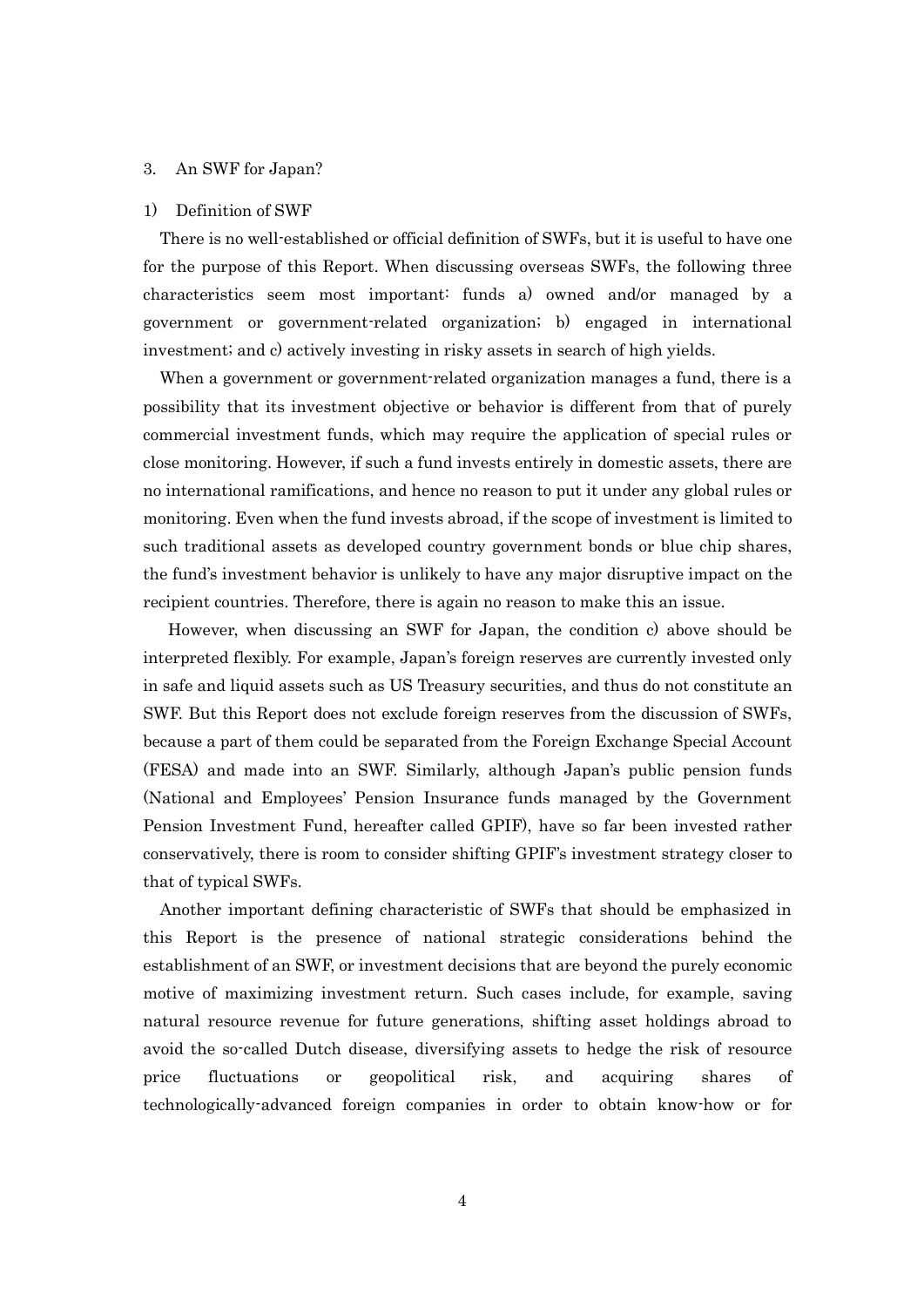## 3. An SWF for Japan?

### 1) Definition of SWF

There is no well-established or official definition of SWFs, but it is useful to have one for the purpose of this Report. When discussing overseas SWFs, the following three characteristics seem most important: funds a) owned and/or managed by a government or government-related organization; b) engaged in international investment; and c) actively investing in risky assets in search of high yields.

When a government or government-related organization manages a fund, there is a possibility that its investment objective or behavior is different from that of purely commercial investment funds, which may require the application of special rules or close monitoring. However, if such a fund invests entirely in domestic assets, there are no international ramifications, and hence no reason to put it under any global rules or monitoring. Even when the fund invests abroad, if the scope of investment is limited to such traditional assets as developed country government bonds or blue chip shares, the fund's investment behavior is unlikely to have any major disruptive impact on the recipient countries. Therefore, there is again no reason to make this an issue.

However, when discussing an SWF for Japan, the condition c) above should be interpreted flexibly. For example, Japan's foreign reserves are currently invested only in safe and liquid assets such as US Treasury securities, and thus do not constitute an SWF. But this Report does not exclude foreign reserves from the discussion of SWFs, because a part of them could be separated from the Foreign Exchange Special Account (FESA) and made into an SWF. Similarly, although Japan's public pension funds (National and Employees' Pension Insurance funds managed by the Government Pension Investment Fund, hereafter called GPIF), have so far been invested rather conservatively, there is room to consider shifting GPIF's investment strategy closer to that of typical SWFs.

Another important defining characteristic of SWFs that should be emphasized in this Report is the presence of national strategic considerations behind the establishment of an SWF, or investment decisions that are beyond the purely economic motive of maximizing investment return. Such cases include, for example, saving natural resource revenue for future generations, shifting asset holdings abroad to avoid the so-called Dutch disease, diversifying assets to hedge the risk of resource price fluctuations or geopolitical risk, and acquiring shares of technologically-advanced foreign companies in order to obtain know-how or for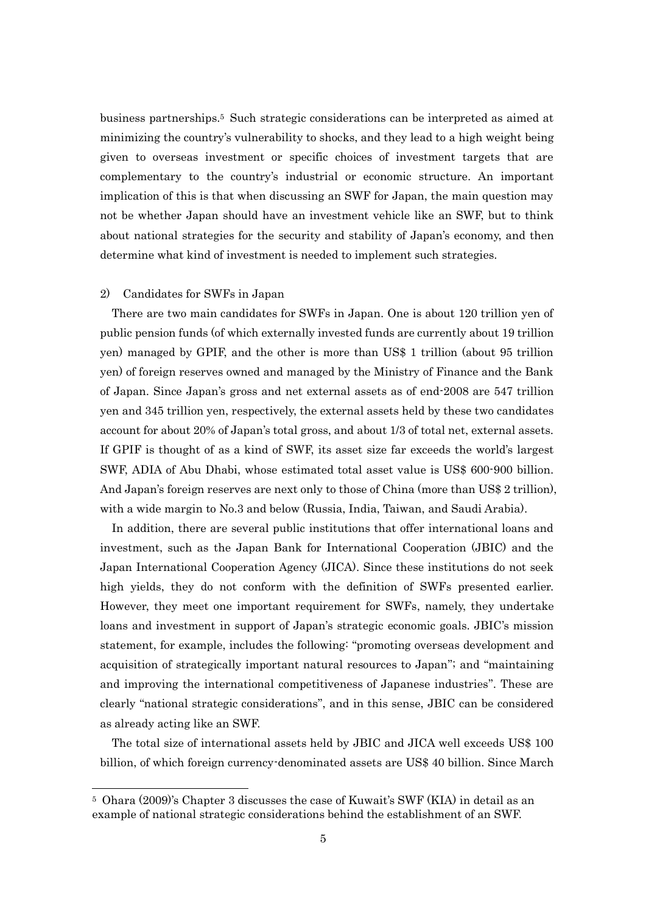business partnerships.[5] Such strategic considerations can be interpreted as aimed at minimizing the country's vulnerability to shocks, and they lead to a high weight being given to overseas investment or specific choices of investment targets that are complementary to the country's industrial or economic structure. An important implication of this is that when discussing an SWF for Japan, the main question may not be whether Japan should have an investment vehicle like an SWF, but to think about national strategies for the security and stability of Japan's economy, and then determine what kind of investment is needed to implement such strategies.

2) Candidates for SWFs in Japan

There are two main candidates for SWFs in Japan. One is about 120 trillion yen of public pension funds (of which externally invested funds are currently about 19 trillion yen) managed by GPIF, and the other is more than US$ 1 trillion (about 95 trillion yen) of foreign reserves owned and managed by the Ministry of Finance and the Bank of Japan. Since Japan's gross and net external assets as of end-2008 are 547 trillion yen and 345 trillion yen, respectively, the external assets held by these two candidates account for about 20% of Japan's total gross, and about 1/3 of total net, external assets. If GPIF is thought of as a kind of SWF, its asset size far exceeds the world's largest SWF, ADIA of Abu Dhabi, whose estimated total asset value is US$ 600-900 billion. And Japan's foreign reserves are next only to those of China (more than US$ 2 trillion), with a wide margin to No.3 and below (Russia, India, Taiwan, and Saudi Arabia).

In addition, there are several public institutions that offer international loans and investment, such as the Japan Bank for International Cooperation (JBIC) and the Japan International Cooperation Agency (JICA). Since these institutions do not seek high yields, they do not conform with the definition of SWFs presented earlier. However, they meet one important requirement for SWFs, namely, they undertake loans and investment in support of Japan's strategic economic goals. JBIC's mission statement, for example, includes the following: "promoting overseas development and acquisition of strategically important natural resources to Japan"; and "maintaining and improving the international competitiveness of Japanese industries". These are clearly "national strategic considerations", and in this sense, JBIC can be considered as already acting like an SWF.

The total size of international assets held by JBIC and JICA well exceeds US$ 100 billion, of which foreign currency-denominated assets are US$ 40 billion. Since March

---

[5] Ohara (2009)'s Chapter 3 discusses the case of Kuwait's SWF (KIA) in detail as an example of national strategic considerations behind the establishment of an SWF.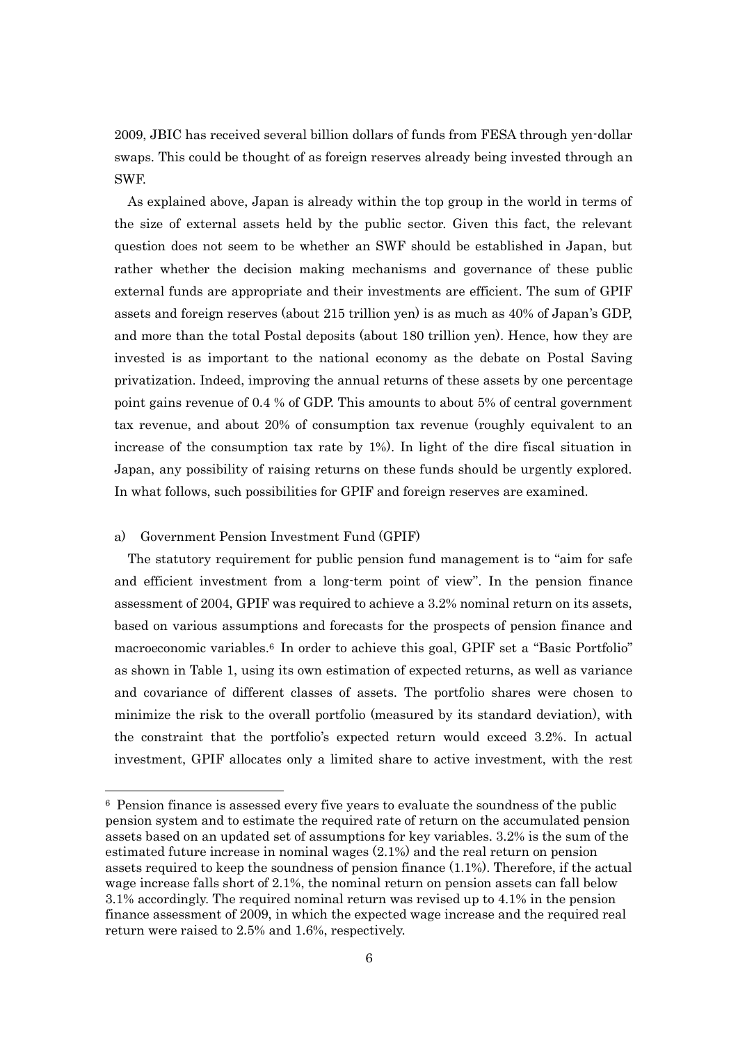2009, JBIC has received several billion dollars of funds from FESA through yen-dollar swaps. This could be thought of as foreign reserves already being invested through an SWF.

As explained above, Japan is already within the top group in the world in terms of the size of external assets held by the public sector. Given this fact, the relevant question does not seem to be whether an SWF should be established in Japan, but rather whether the decision making mechanisms and governance of these public external funds are appropriate and their investments are efficient. The sum of GPIF assets and foreign reserves (about 215 trillion yen) is as much as 40% of Japan's GDP, and more than the total Postal deposits (about 180 trillion yen). Hence, how they are invested is as important to the national economy as the debate on Postal Saving privatization. Indeed, improving the annual returns of these assets by one percentage point gains revenue of 0.4 % of GDP. This amounts to about 5% of central government tax revenue, and about 20% of consumption tax revenue (roughly equivalent to an increase of the consumption tax rate by 1%). In light of the dire fiscal situation in Japan, any possibility of raising returns on these funds should be urgently explored. In what follows, such possibilities for GPIF and foreign reserves are examined.

a) Government Pension Investment Fund (GPIF)

The statutory requirement for public pension fund management is to "aim for safe and efficient investment from a long-term point of view". In the pension finance assessment of 2004, GPIF was required to achieve a 3.2% nominal return on its assets, based on various assumptions and forecasts for the prospects of pension finance and macroeconomic variables.[6] In order to achieve this goal, GPIF set a "Basic Portfolio" as shown in Table 1, using its own estimation of expected returns, as well as variance and covariance of different classes of assets. The portfolio shares were chosen to minimize the risk to the overall portfolio (measured by its standard deviation), with the constraint that the portfolio's expected return would exceed 3.2%. In actual investment, GPIF allocates only a limited share to active investment, with the rest

---

[6] Pension finance is assessed every five years to evaluate the soundness of the public pension system and to estimate the required rate of return on the accumulated pension assets based on an updated set of assumptions for key variables. 3.2% is the sum of the estimated future increase in nominal wages (2.1%) and the real return on pension assets required to keep the soundness of pension finance (1.1%). Therefore, if the actual wage increase falls short of 2.1%, the nominal return on pension assets can fall below 3.1% accordingly. The required nominal return was revised up to 4.1% in the pension finance assessment of 2009, in which the expected wage increase and the required real return were raised to 2.5% and 1.6%, respectively.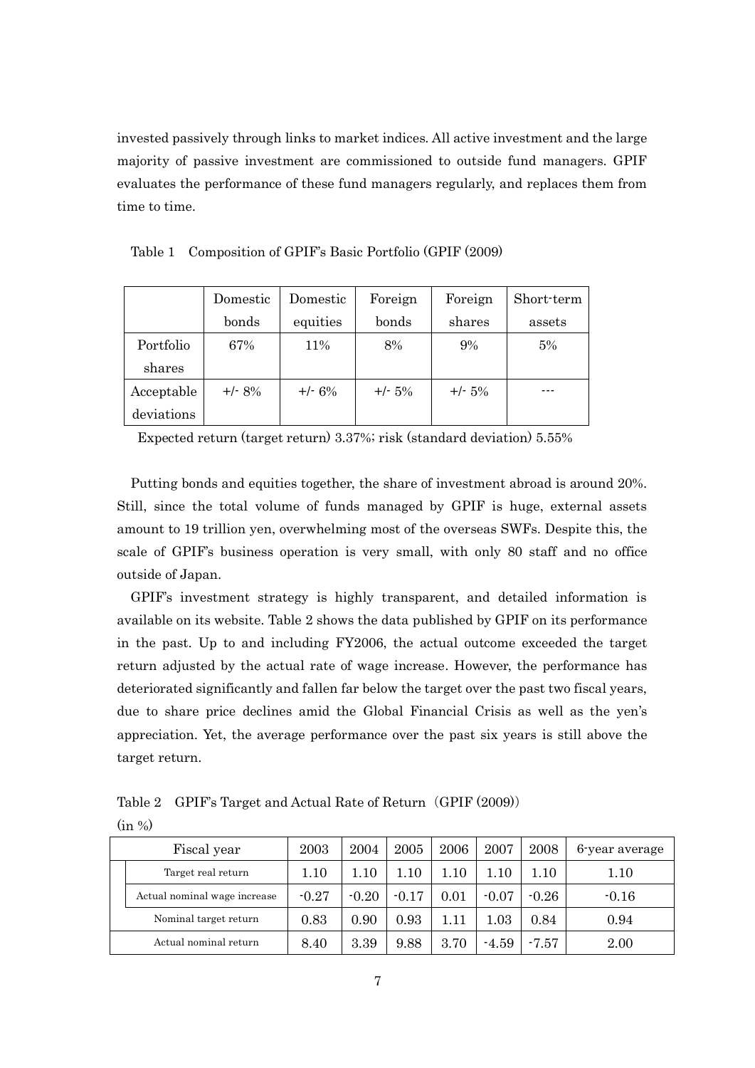invested passively through links to market indices. All active investment and the large majority of passive investment are commissioned to outside fund managers. GPIF evaluates the performance of these fund managers regularly, and replaces them from time to time.

Table 1 Composition of GPIF's Basic Portfolio (GPIF (2009)

| | Domestic bonds | Domestic equities | Foreign bonds | Foreign shares | Short-term assets |
|---|---|---|---|---|---|
| Portfolio shares | 67% | 11% | 8% | 9% | 5% |
| Acceptable deviations | +/- 8% | +/- 6% | +/- 5% | +/- 5% | --- |

Expected return (target return) 3.37%; risk (standard deviation) 5.55%

Putting bonds and equities together, the share of investment abroad is around 20%. Still, since the total volume of funds managed by GPIF is huge, external assets amount to 19 trillion yen, overwhelming most of the overseas SWFs. Despite this, the scale of GPIF's business operation is very small, with only 80 staff and no office outside of Japan.

GPIF's investment strategy is highly transparent, and detailed information is available on its website. Table 2 shows the data published by GPIF on its performance in the past. Up to and including FY2006, the actual outcome exceeded the target return adjusted by the actual rate of wage increase. However, the performance has deteriorated significantly and fallen far below the target over the past two fiscal years, due to share price declines amid the Global Financial Crisis as well as the yen's appreciation. Yet, the average performance over the past six years is still above the target return.

Table 2 GPIF's Target and Actual Rate of Return (GPIF (2009))

(in %)

| Fiscal year | 2003 | 2004 | 2005 | 2006 | 2007 | 2008 | 6-year average |
|---|---|---|---|---|---|---|---|
| Target real return | 1.10 | 1.10 | 1.10 | 1.10 | 1.10 | 1.10 | 1.10 |
| Actual nominal wage increase | -0.27 | -0.20 | -0.17 | 0.01 | -0.07 | -0.26 | -0.16 |
| Nominal target return | 0.83 | 0.90 | 0.93 | 1.11 | 1.03 | 0.84 | 0.94 |
| Actual nominal return | 8.40 | 3.39 | 9.88 | 3.70 | -4.59 | -7.57 | 2.00 |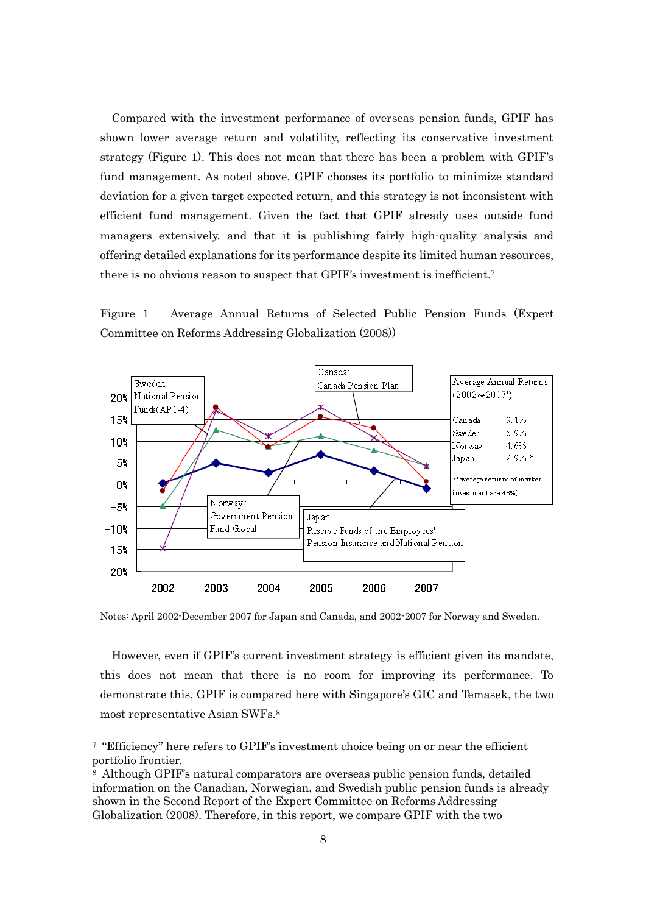Compared with the investment performance of overseas pension funds, GPIF has shown lower average return and volatility, reflecting its conservative investment strategy (Figure 1). This does not mean that there has been a problem with GPIF's fund management. As noted above, GPIF chooses its portfolio to minimize standard deviation for a given target expected return, and this strategy is not inconsistent with efficient fund management. Given the fact that GPIF already uses outside fund managers extensively, and that it is publishing fairly high-quality analysis and offering detailed explanations for its performance despite its limited human resources, there is no obvious reason to suspect that GPIF's investment is inefficient.[7]

Figure 1 Average Annual Returns of Selected Public Pension Funds (Expert Committee on Reforms Addressing Globalization (2008))

Sweden: National Pension Funds(AP1-4)

Canada: Canada Pension Plan

Norway: Government Pension Fund-Global

Japan: Reserve Funds of the Employees' Pension Insurance and National Pension

| Average Annual Returns (2002～2007[1]) | |
|---|---|
| Canada | 9.1% |
| Sweden | 6.9% |
| Norway | 4.6% |
| Japan | 2.9% * |

(*average returns of market investment are 4.3%)

Notes: April 2002-December 2007 for Japan and Canada, and 2002-2007 for Norway and Sweden.

However, even if GPIF's current investment strategy is efficient given its mandate, this does not mean that there is no room for improving its performance. To demonstrate this, GPIF is compared here with Singapore's GIC and Temasek, the two most representative Asian SWFs.[8]

---

[7] "Efficiency" here refers to GPIF's investment choice being on or near the efficient portfolio frontier.

[8] Although GPIF's natural comparators are overseas public pension funds, detailed information on the Canadian, Norwegian, and Swedish public pension funds is already shown in the Second Report of the Expert Committee on Reforms Addressing Globalization (2008). Therefore, in this report, we compare GPIF with the two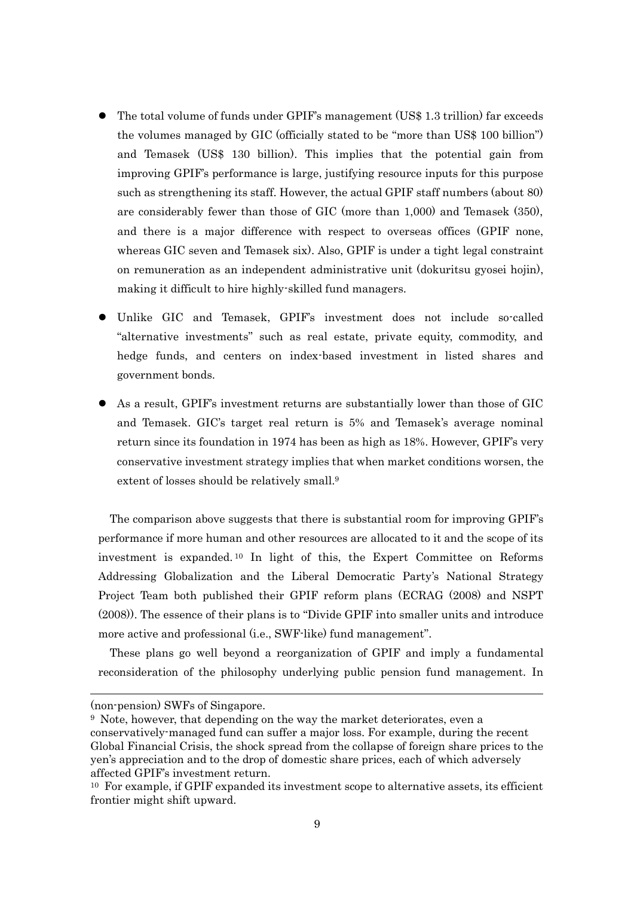- The total volume of funds under GPIF's management (US$ 1.3 trillion) far exceeds the volumes managed by GIC (officially stated to be "more than US$ 100 billion") and Temasek (US$ 130 billion). This implies that the potential gain from improving GPIF's performance is large, justifying resource inputs for this purpose such as strengthening its staff. However, the actual GPIF staff numbers (about 80) are considerably fewer than those of GIC (more than 1,000) and Temasek (350), and there is a major difference with respect to overseas offices (GPIF none, whereas GIC seven and Temasek six). Also, GPIF is under a tight legal constraint on remuneration as an independent administrative unit (dokuritsu gyosei hojin), making it difficult to hire highly-skilled fund managers.

- Unlike GIC and Temasek, GPIF's investment does not include so-called "alternative investments" such as real estate, private equity, commodity, and hedge funds, and centers on index-based investment in listed shares and government bonds.

- As a result, GPIF's investment returns are substantially lower than those of GIC and Temasek. GIC's target real return is 5% and Temasek's average nominal return since its foundation in 1974 has been as high as 18%. However, GPIF's very conservative investment strategy implies that when market conditions worsen, the extent of losses should be relatively small.[9]

The comparison above suggests that there is substantial room for improving GPIF's performance if more human and other resources are allocated to it and the scope of its investment is expanded.[10] In light of this, the Expert Committee on Reforms Addressing Globalization and the Liberal Democratic Party's National Strategy Project Team both published their GPIF reform plans (ECRAG (2008) and NSPT (2008)). The essence of their plans is to "Divide GPIF into smaller units and introduce more active and professional (i.e., SWF-like) fund management".

These plans go well beyond a reorganization of GPIF and imply a fundamental reconsideration of the philosophy underlying public pension fund management. In

---

(non-pension) SWFs of Singapore.

[9] Note, however, that depending on the way the market deteriorates, even a conservatively-managed fund can suffer a major loss. For example, during the recent Global Financial Crisis, the shock spread from the collapse of foreign share prices to the yen's appreciation and to the drop of domestic share prices, each of which adversely affected GPIF's investment return.

[10] For example, if GPIF expanded its investment scope to alternative assets, its efficient frontier might shift upward.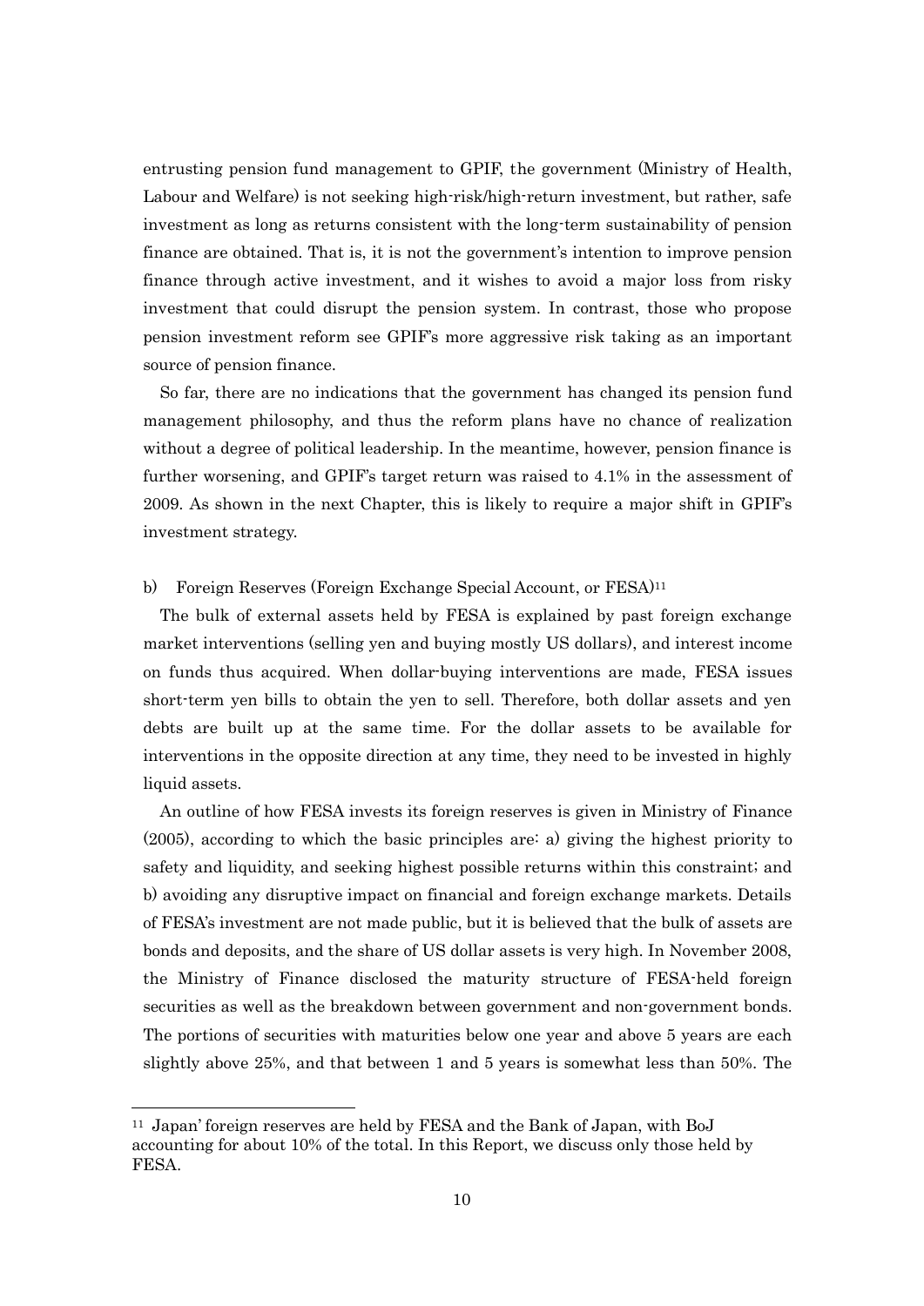entrusting pension fund management to GPIF, the government (Ministry of Health, Labour and Welfare) is not seeking high-risk/high-return investment, but rather, safe investment as long as returns consistent with the long-term sustainability of pension finance are obtained. That is, it is not the government's intention to improve pension finance through active investment, and it wishes to avoid a major loss from risky investment that could disrupt the pension system. In contrast, those who propose pension investment reform see GPIF's more aggressive risk taking as an important source of pension finance.

So far, there are no indications that the government has changed its pension fund management philosophy, and thus the reform plans have no chance of realization without a degree of political leadership. In the meantime, however, pension finance is further worsening, and GPIF's target return was raised to 4.1% in the assessment of 2009. As shown in the next Chapter, this is likely to require a major shift in GPIF's investment strategy.

b) Foreign Reserves (Foreign Exchange Special Account, or FESA)[11]

The bulk of external assets held by FESA is explained by past foreign exchange market interventions (selling yen and buying mostly US dollars), and interest income on funds thus acquired. When dollar-buying interventions are made, FESA issues short-term yen bills to obtain the yen to sell. Therefore, both dollar assets and yen debts are built up at the same time. For the dollar assets to be available for interventions in the opposite direction at any time, they need to be invested in highly liquid assets.

An outline of how FESA invests its foreign reserves is given in Ministry of Finance (2005), according to which the basic principles are: a) giving the highest priority to safety and liquidity, and seeking highest possible returns within this constraint; and b) avoiding any disruptive impact on financial and foreign exchange markets. Details of FESA's investment are not made public, but it is believed that the bulk of assets are bonds and deposits, and the share of US dollar assets is very high. In November 2008, the Ministry of Finance disclosed the maturity structure of FESA-held foreign securities as well as the breakdown between government and non-government bonds. The portions of securities with maturities below one year and above 5 years are each slightly above 25%, and that between 1 and 5 years is somewhat less than 50%. The

---

[11] Japan' foreign reserves are held by FESA and the Bank of Japan, with BoJ accounting for about 10% of the total. In this Report, we discuss only those held by FESA.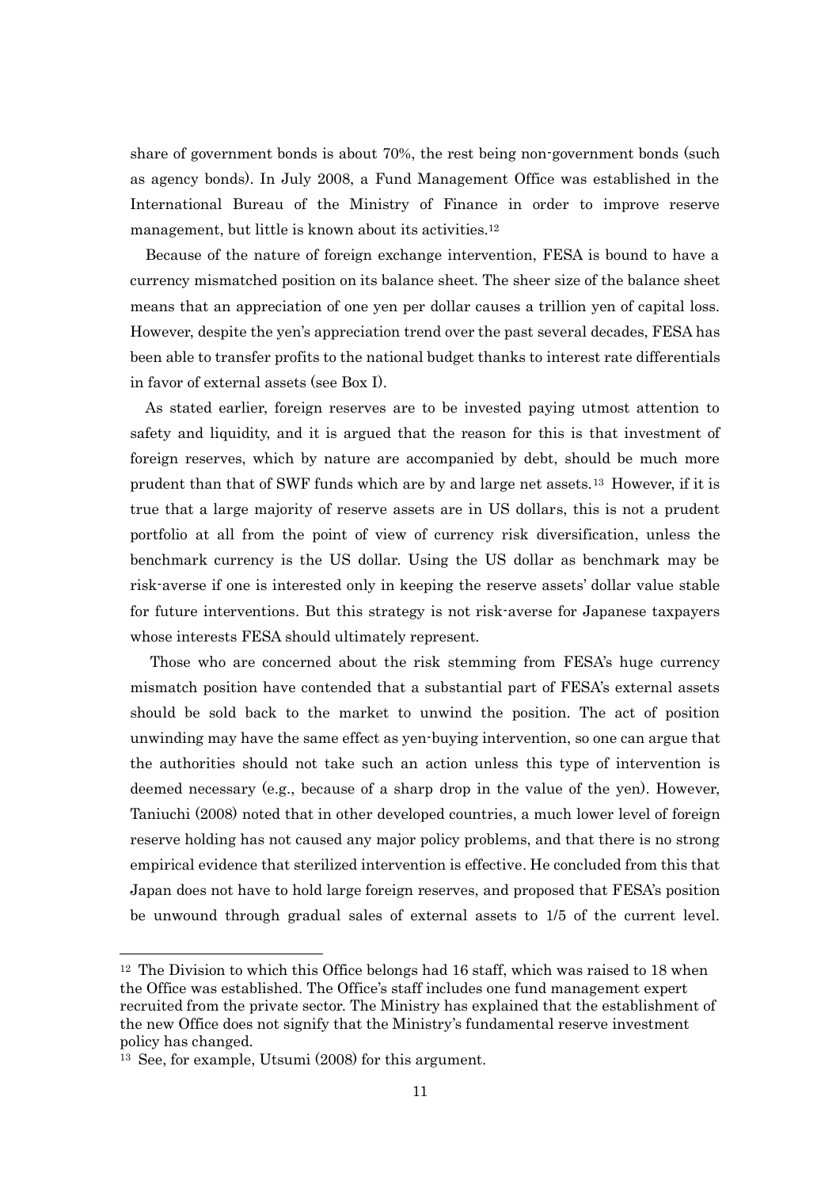share of government bonds is about 70%, the rest being non-government bonds (such as agency bonds). In July 2008, a Fund Management Office was established in the International Bureau of the Ministry of Finance in order to improve reserve management, but little is known about its activities.[12]

Because of the nature of foreign exchange intervention, FESA is bound to have a currency mismatched position on its balance sheet. The sheer size of the balance sheet means that an appreciation of one yen per dollar causes a trillion yen of capital loss. However, despite the yen's appreciation trend over the past several decades, FESA has been able to transfer profits to the national budget thanks to interest rate differentials in favor of external assets (see Box I).

As stated earlier, foreign reserves are to be invested paying utmost attention to safety and liquidity, and it is argued that the reason for this is that investment of foreign reserves, which by nature are accompanied by debt, should be much more prudent than that of SWF funds which are by and large net assets.[13] However, if it is true that a large majority of reserve assets are in US dollars, this is not a prudent portfolio at all from the point of view of currency risk diversification, unless the benchmark currency is the US dollar. Using the US dollar as benchmark may be risk-averse if one is interested only in keeping the reserve assets' dollar value stable for future interventions. But this strategy is not risk-averse for Japanese taxpayers whose interests FESA should ultimately represent.

Those who are concerned about the risk stemming from FESA's huge currency mismatch position have contended that a substantial part of FESA's external assets should be sold back to the market to unwind the position. The act of position unwinding may have the same effect as yen-buying intervention, so one can argue that the authorities should not take such an action unless this type of intervention is deemed necessary (e.g., because of a sharp drop in the value of the yen). However, Taniuchi (2008) noted that in other developed countries, a much lower level of foreign reserve holding has not caused any major policy problems, and that there is no strong empirical evidence that sterilized intervention is effective. He concluded from this that Japan does not have to hold large foreign reserves, and proposed that FESA's position be unwound through gradual sales of external assets to 1/5 of the current level.

---

[12] The Division to which this Office belongs had 16 staff, which was raised to 18 when the Office was established. The Office's staff includes one fund management expert recruited from the private sector. The Ministry has explained that the establishment of the new Office does not signify that the Ministry's fundamental reserve investment policy has changed.

[13] See, for example, Utsumi (2008) for this argument.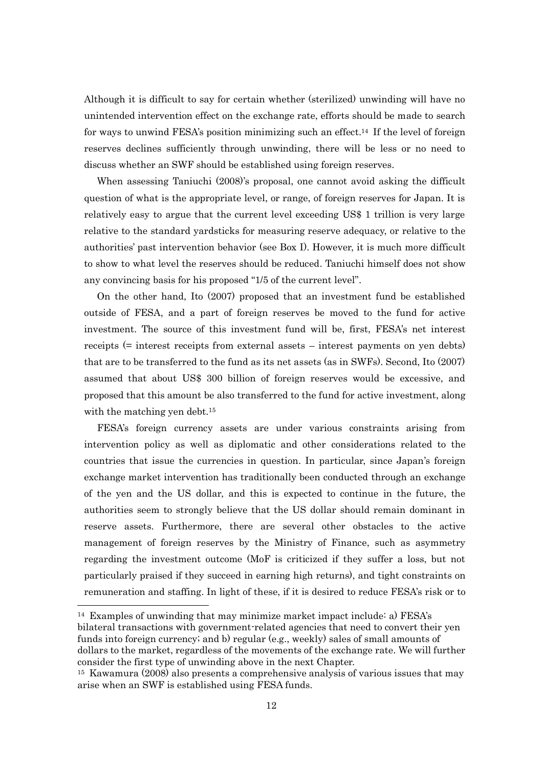Although it is difficult to say for certain whether (sterilized) unwinding will have no unintended intervention effect on the exchange rate, efforts should be made to search for ways to unwind FESA's position minimizing such an effect.[14] If the level of foreign reserves declines sufficiently through unwinding, there will be less or no need to discuss whether an SWF should be established using foreign reserves.

When assessing Taniuchi (2008)'s proposal, one cannot avoid asking the difficult question of what is the appropriate level, or range, of foreign reserves for Japan. It is relatively easy to argue that the current level exceeding US$ 1 trillion is very large relative to the standard yardsticks for measuring reserve adequacy, or relative to the authorities' past intervention behavior (see Box I). However, it is much more difficult to show to what level the reserves should be reduced. Taniuchi himself does not show any convincing basis for his proposed "1/5 of the current level".

On the other hand, Ito (2007) proposed that an investment fund be established outside of FESA, and a part of foreign reserves be moved to the fund for active investment. The source of this investment fund will be, first, FESA's net interest receipts (= interest receipts from external assets – interest payments on yen debts) that are to be transferred to the fund as its net assets (as in SWFs). Second, Ito (2007) assumed that about US$ 300 billion of foreign reserves would be excessive, and proposed that this amount be also transferred to the fund for active investment, along with the matching yen debt.[15]

FESA's foreign currency assets are under various constraints arising from intervention policy as well as diplomatic and other considerations related to the countries that issue the currencies in question. In particular, since Japan's foreign exchange market intervention has traditionally been conducted through an exchange of the yen and the US dollar, and this is expected to continue in the future, the authorities seem to strongly believe that the US dollar should remain dominant in reserve assets. Furthermore, there are several other obstacles to the active management of foreign reserves by the Ministry of Finance, such as asymmetry regarding the investment outcome (MoF is criticized if they suffer a loss, but not particularly praised if they succeed in earning high returns), and tight constraints on remuneration and staffing. In light of these, if it is desired to reduce FESA's risk or to

---

[14] Examples of unwinding that may minimize market impact include: a) FESA's bilateral transactions with government-related agencies that need to convert their yen funds into foreign currency; and b) regular (e.g., weekly) sales of small amounts of dollars to the market, regardless of the movements of the exchange rate. We will further consider the first type of unwinding above in the next Chapter.

[15] Kawamura (2008) also presents a comprehensive analysis of various issues that may arise when an SWF is established using FESA funds.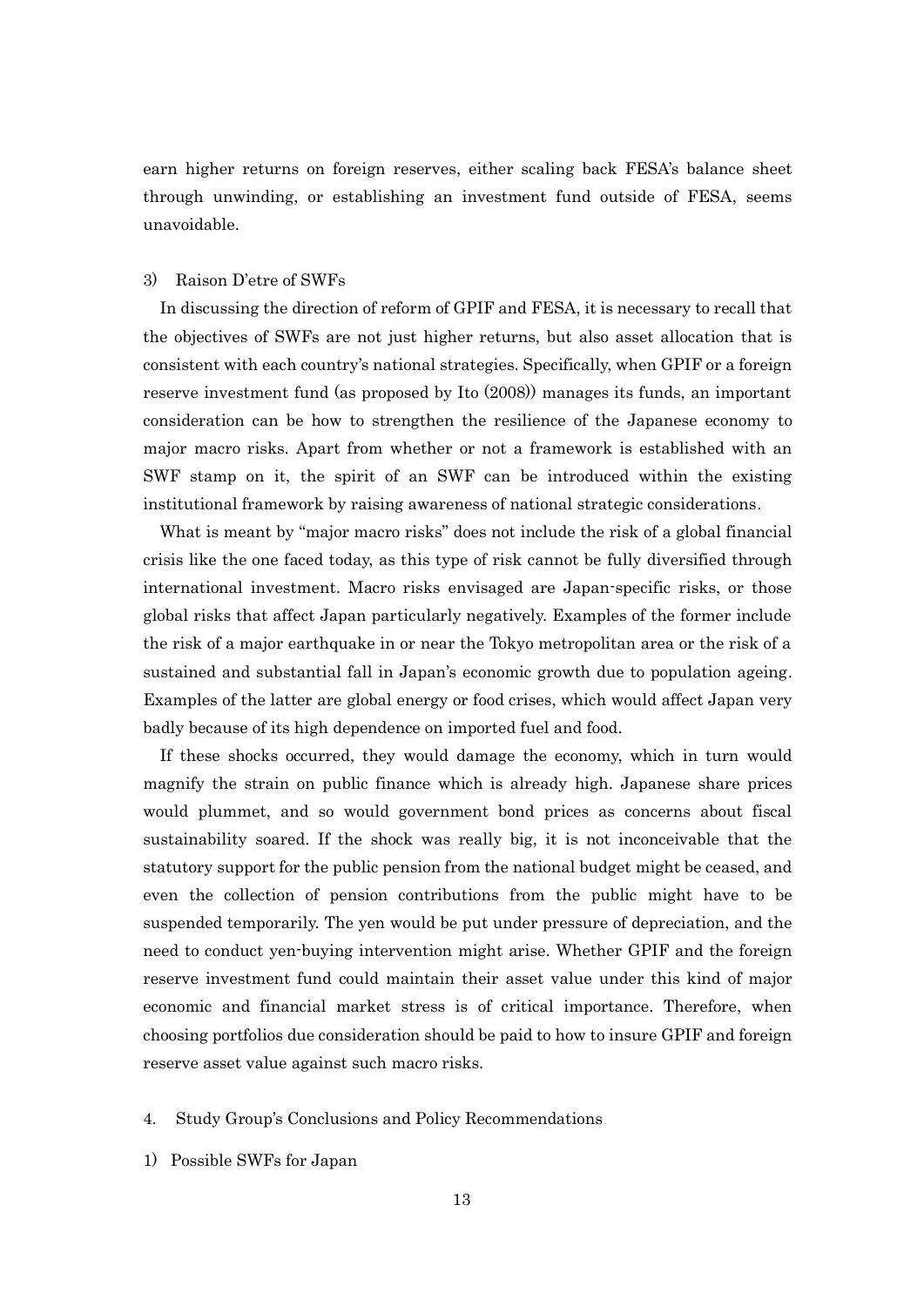earn higher returns on foreign reserves, either scaling back FESA's balance sheet through unwinding, or establishing an investment fund outside of FESA, seems unavoidable.

### 3) Raison D'etre of SWFs

In discussing the direction of reform of GPIF and FESA, it is necessary to recall that the objectives of SWFs are not just higher returns, but also asset allocation that is consistent with each country's national strategies. Specifically, when GPIF or a foreign reserve investment fund (as proposed by Ito (2008)) manages its funds, an important consideration can be how to strengthen the resilience of the Japanese economy to major macro risks. Apart from whether or not a framework is established with an SWF stamp on it, the spirit of an SWF can be introduced within the existing institutional framework by raising awareness of national strategic considerations.

What is meant by "major macro risks" does not include the risk of a global financial crisis like the one faced today, as this type of risk cannot be fully diversified through international investment. Macro risks envisaged are Japan-specific risks, or those global risks that affect Japan particularly negatively. Examples of the former include the risk of a major earthquake in or near the Tokyo metropolitan area or the risk of a sustained and substantial fall in Japan's economic growth due to population ageing. Examples of the latter are global energy or food crises, which would affect Japan very badly because of its high dependence on imported fuel and food.

If these shocks occurred, they would damage the economy, which in turn would magnify the strain on public finance which is already high. Japanese share prices would plummet, and so would government bond prices as concerns about fiscal sustainability soared. If the shock was really big, it is not inconceivable that the statutory support for the public pension from the national budget might be ceased, and even the collection of pension contributions from the public might have to be suspended temporarily. The yen would be put under pressure of depreciation, and the need to conduct yen-buying intervention might arise. Whether GPIF and the foreign reserve investment fund could maintain their asset value under this kind of major economic and financial market stress is of critical importance. Therefore, when choosing portfolios due consideration should be paid to how to insure GPIF and foreign reserve asset value against such macro risks.

## 4. Study Group's Conclusions and Policy Recommendations

### 1) Possible SWFs for Japan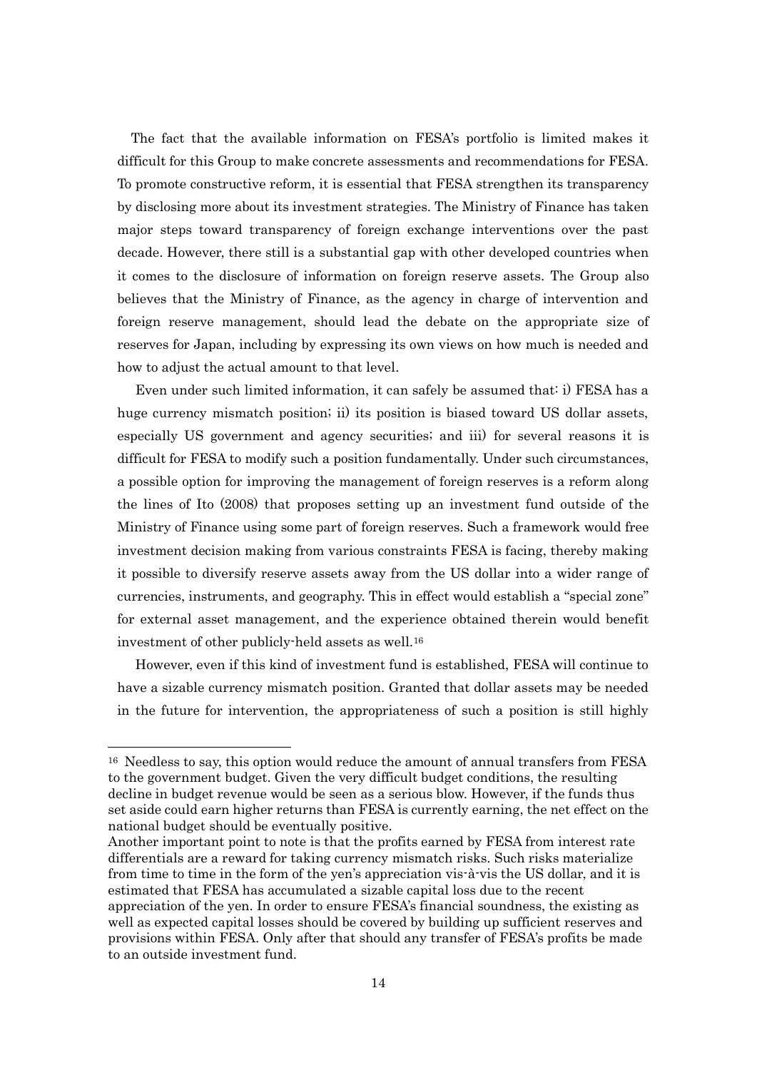The fact that the available information on FESA's portfolio is limited makes it difficult for this Group to make concrete assessments and recommendations for FESA. To promote constructive reform, it is essential that FESA strengthen its transparency by disclosing more about its investment strategies. The Ministry of Finance has taken major steps toward transparency of foreign exchange interventions over the past decade. However, there still is a substantial gap with other developed countries when it comes to the disclosure of information on foreign reserve assets. The Group also believes that the Ministry of Finance, as the agency in charge of intervention and foreign reserve management, should lead the debate on the appropriate size of reserves for Japan, including by expressing its own views on how much is needed and how to adjust the actual amount to that level.

Even under such limited information, it can safely be assumed that: i) FESA has a huge currency mismatch position; ii) its position is biased toward US dollar assets, especially US government and agency securities; and iii) for several reasons it is difficult for FESA to modify such a position fundamentally. Under such circumstances, a possible option for improving the management of foreign reserves is a reform along the lines of Ito (2008) that proposes setting up an investment fund outside of the Ministry of Finance using some part of foreign reserves. Such a framework would free investment decision making from various constraints FESA is facing, thereby making it possible to diversify reserve assets away from the US dollar into a wider range of currencies, instruments, and geography. This in effect would establish a "special zone" for external asset management, and the experience obtained therein would benefit investment of other publicly-held assets as well.[16]

However, even if this kind of investment fund is established, FESA will continue to have a sizable currency mismatch position. Granted that dollar assets may be needed in the future for intervention, the appropriateness of such a position is still highly

---

[16] Needless to say, this option would reduce the amount of annual transfers from FESA to the government budget. Given the very difficult budget conditions, the resulting decline in budget revenue would be seen as a serious blow. However, if the funds thus set aside could earn higher returns than FESA is currently earning, the net effect on the national budget should be eventually positive.

Another important point to note is that the profits earned by FESA from interest rate differentials are a reward for taking currency mismatch risks. Such risks materialize from time to time in the form of the yen's appreciation vis-à-vis the US dollar, and it is estimated that FESA has accumulated a sizable capital loss due to the recent appreciation of the yen. In order to ensure FESA's financial soundness, the existing as well as expected capital losses should be covered by building up sufficient reserves and provisions within FESA. Only after that should any transfer of FESA's profits be made to an outside investment fund.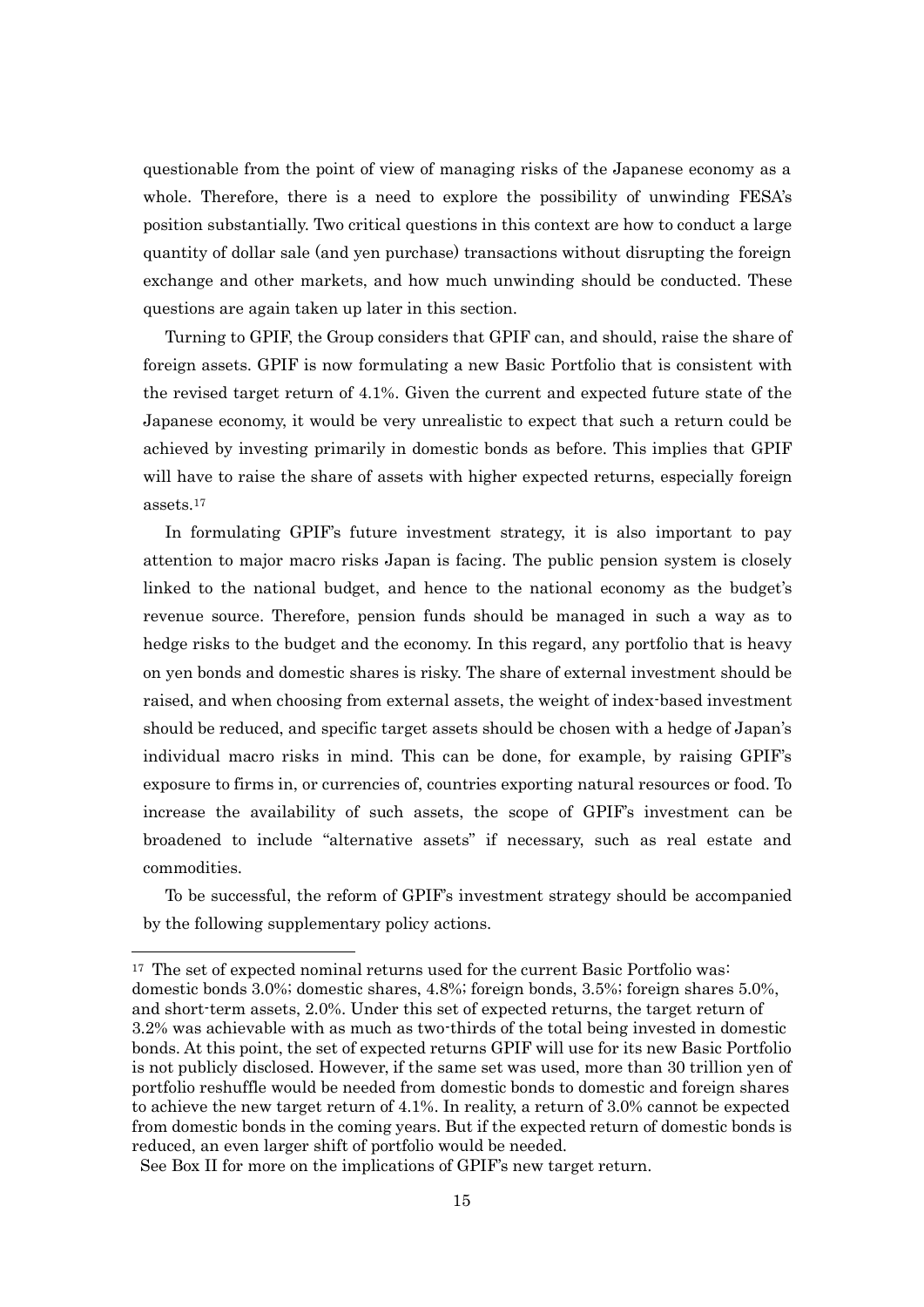questionable from the point of view of managing risks of the Japanese economy as a whole. Therefore, there is a need to explore the possibility of unwinding FESA's position substantially. Two critical questions in this context are how to conduct a large quantity of dollar sale (and yen purchase) transactions without disrupting the foreign exchange and other markets, and how much unwinding should be conducted. These questions are again taken up later in this section.

Turning to GPIF, the Group considers that GPIF can, and should, raise the share of foreign assets. GPIF is now formulating a new Basic Portfolio that is consistent with the revised target return of 4.1%. Given the current and expected future state of the Japanese economy, it would be very unrealistic to expect that such a return could be achieved by investing primarily in domestic bonds as before. This implies that GPIF will have to raise the share of assets with higher expected returns, especially foreign assets.[17]

In formulating GPIF's future investment strategy, it is also important to pay attention to major macro risks Japan is facing. The public pension system is closely linked to the national budget, and hence to the national economy as the budget's revenue source. Therefore, pension funds should be managed in such a way as to hedge risks to the budget and the economy. In this regard, any portfolio that is heavy on yen bonds and domestic shares is risky. The share of external investment should be raised, and when choosing from external assets, the weight of index-based investment should be reduced, and specific target assets should be chosen with a hedge of Japan's individual macro risks in mind. This can be done, for example, by raising GPIF's exposure to firms in, or currencies of, countries exporting natural resources or food. To increase the availability of such assets, the scope of GPIF's investment can be broadened to include "alternative assets" if necessary, such as real estate and commodities.

To be successful, the reform of GPIF's investment strategy should be accompanied by the following supplementary policy actions.

---

[17] The set of expected nominal returns used for the current Basic Portfolio was: domestic bonds 3.0%; domestic shares, 4.8%; foreign bonds, 3.5%; foreign shares 5.0%, and short-term assets, 2.0%. Under this set of expected returns, the target return of 3.2% was achievable with as much as two-thirds of the total being invested in domestic bonds. At this point, the set of expected returns GPIF will use for its new Basic Portfolio is not publicly disclosed. However, if the same set was used, more than 30 trillion yen of portfolio reshuffle would be needed from domestic bonds to domestic and foreign shares to achieve the new target return of 4.1%. In reality, a return of 3.0% cannot be expected from domestic bonds in the coming years. But if the expected return of domestic bonds is reduced, an even larger shift of portfolio would be needed.

See Box II for more on the implications of GPIF's new target return.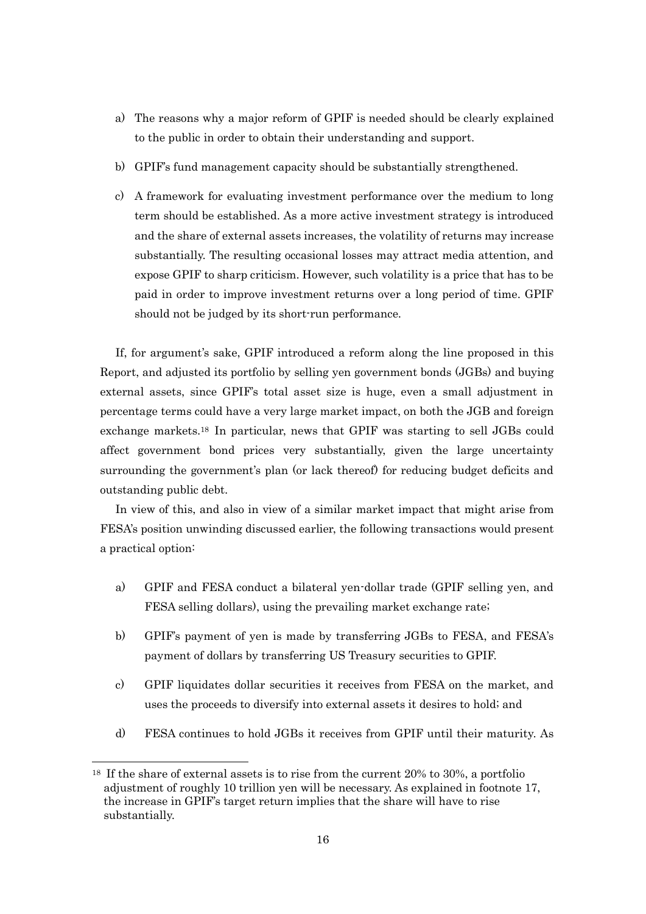a) The reasons why a major reform of GPIF is needed should be clearly explained to the public in order to obtain their understanding and support.

b) GPIF's fund management capacity should be substantially strengthened.

c) A framework for evaluating investment performance over the medium to long term should be established. As a more active investment strategy is introduced and the share of external assets increases, the volatility of returns may increase substantially. The resulting occasional losses may attract media attention, and expose GPIF to sharp criticism. However, such volatility is a price that has to be paid in order to improve investment returns over a long period of time. GPIF should not be judged by its short-run performance.

If, for argument's sake, GPIF introduced a reform along the line proposed in this Report, and adjusted its portfolio by selling yen government bonds (JGBs) and buying external assets, since GPIF's total asset size is huge, even a small adjustment in percentage terms could have a very large market impact, on both the JGB and foreign exchange markets.[18] In particular, news that GPIF was starting to sell JGBs could affect government bond prices very substantially, given the large uncertainty surrounding the government's plan (or lack thereof) for reducing budget deficits and outstanding public debt.

In view of this, and also in view of a similar market impact that might arise from FESA's position unwinding discussed earlier, the following transactions would present a practical option:

a) GPIF and FESA conduct a bilateral yen-dollar trade (GPIF selling yen, and FESA selling dollars), using the prevailing market exchange rate;

b) GPIF's payment of yen is made by transferring JGBs to FESA, and FESA's payment of dollars by transferring US Treasury securities to GPIF.

c) GPIF liquidates dollar securities it receives from FESA on the market, and uses the proceeds to diversify into external assets it desires to hold; and

d) FESA continues to hold JGBs it receives from GPIF until their maturity. As

[18] If the share of external assets is to rise from the current 20% to 30%, a portfolio adjustment of roughly 10 trillion yen will be necessary. As explained in footnote 17, the increase in GPIF's target return implies that the share will have to rise substantially.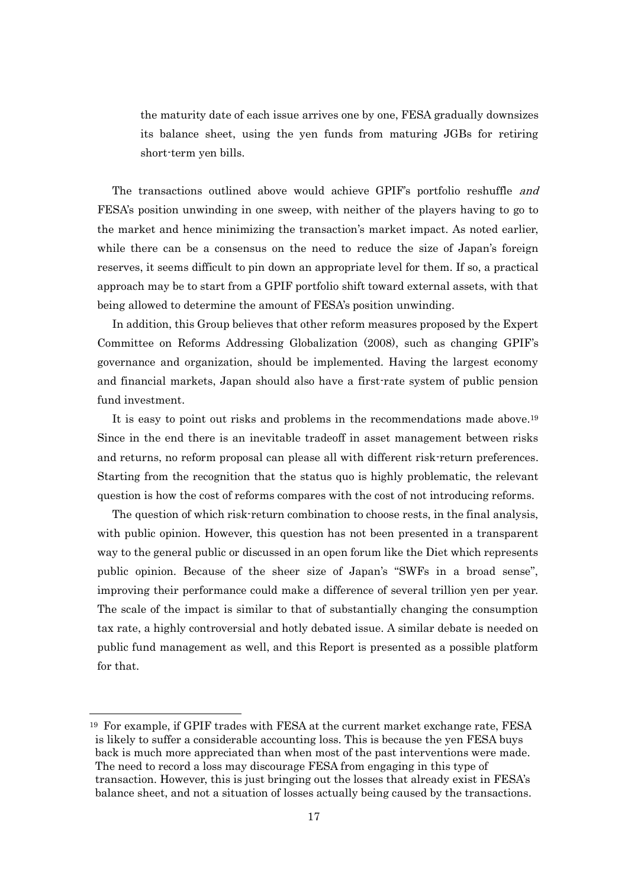the maturity date of each issue arrives one by one, FESA gradually downsizes its balance sheet, using the yen funds from maturing JGBs for retiring short-term yen bills.

The transactions outlined above would achieve GPIF's portfolio reshuffle *and* FESA's position unwinding in one sweep, with neither of the players having to go to the market and hence minimizing the transaction's market impact. As noted earlier, while there can be a consensus on the need to reduce the size of Japan's foreign reserves, it seems difficult to pin down an appropriate level for them. If so, a practical approach may be to start from a GPIF portfolio shift toward external assets, with that being allowed to determine the amount of FESA's position unwinding.

In addition, this Group believes that other reform measures proposed by the Expert Committee on Reforms Addressing Globalization (2008), such as changing GPIF's governance and organization, should be implemented. Having the largest economy and financial markets, Japan should also have a first-rate system of public pension fund investment.

It is easy to point out risks and problems in the recommendations made above.[19] Since in the end there is an inevitable tradeoff in asset management between risks and returns, no reform proposal can please all with different risk-return preferences. Starting from the recognition that the status quo is highly problematic, the relevant question is how the cost of reforms compares with the cost of not introducing reforms.

The question of which risk-return combination to choose rests, in the final analysis, with public opinion. However, this question has not been presented in a transparent way to the general public or discussed in an open forum like the Diet which represents public opinion. Because of the sheer size of Japan's "SWFs in a broad sense", improving their performance could make a difference of several trillion yen per year. The scale of the impact is similar to that of substantially changing the consumption tax rate, a highly controversial and hotly debated issue. A similar debate is needed on public fund management as well, and this Report is presented as a possible platform for that.

---

[19] For example, if GPIF trades with FESA at the current market exchange rate, FESA is likely to suffer a considerable accounting loss. This is because the yen FESA buys back is much more appreciated than when most of the past interventions were made. The need to record a loss may discourage FESA from engaging in this type of transaction. However, this is just bringing out the losses that already exist in FESA's balance sheet, and not a situation of losses actually being caused by the transactions.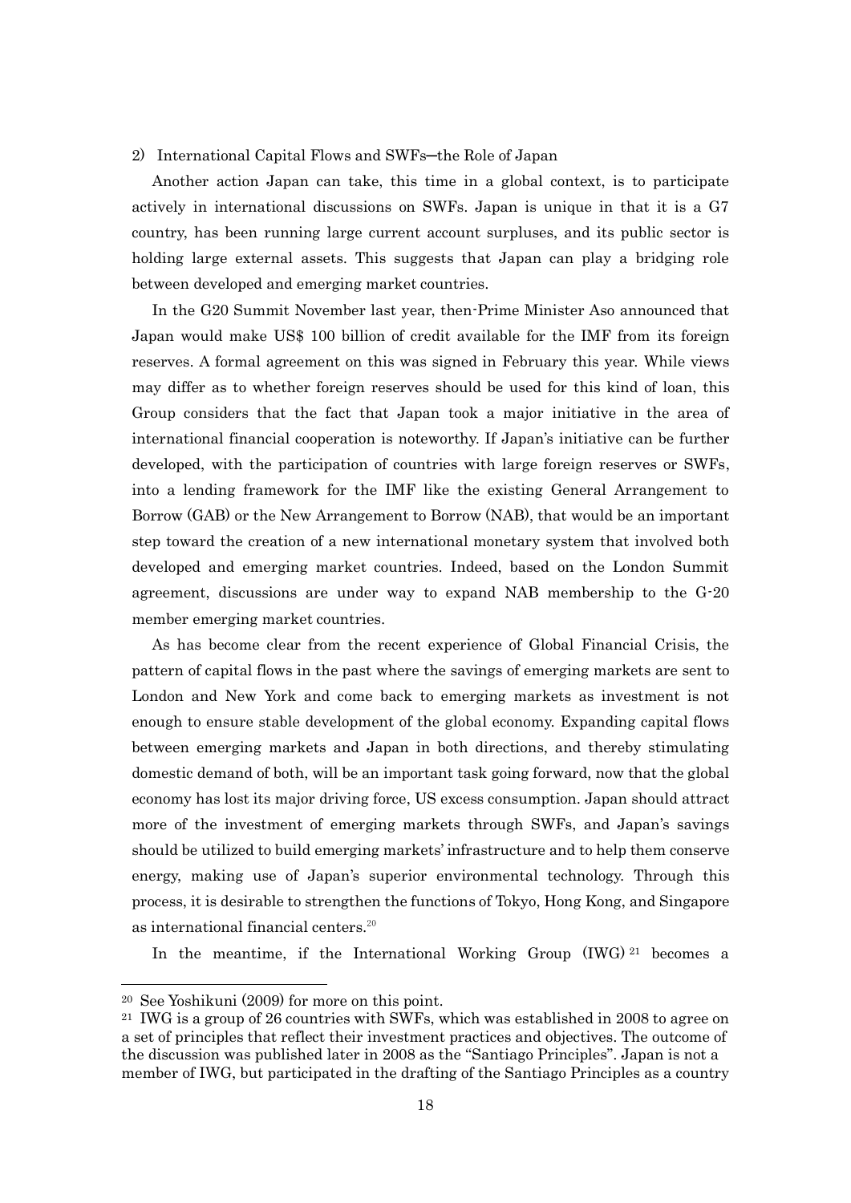### 2) International Capital Flows and SWFs─the Role of Japan

Another action Japan can take, this time in a global context, is to participate actively in international discussions on SWFs. Japan is unique in that it is a G7 country, has been running large current account surpluses, and its public sector is holding large external assets. This suggests that Japan can play a bridging role between developed and emerging market countries.

In the G20 Summit November last year, then-Prime Minister Aso announced that Japan would make US$ 100 billion of credit available for the IMF from its foreign reserves. A formal agreement on this was signed in February this year. While views may differ as to whether foreign reserves should be used for this kind of loan, this Group considers that the fact that Japan took a major initiative in the area of international financial cooperation is noteworthy. If Japan's initiative can be further developed, with the participation of countries with large foreign reserves or SWFs, into a lending framework for the IMF like the existing General Arrangement to Borrow (GAB) or the New Arrangement to Borrow (NAB), that would be an important step toward the creation of a new international monetary system that involved both developed and emerging market countries. Indeed, based on the London Summit agreement, discussions are under way to expand NAB membership to the G-20 member emerging market countries.

As has become clear from the recent experience of Global Financial Crisis, the pattern of capital flows in the past where the savings of emerging markets are sent to London and New York and come back to emerging markets as investment is not enough to ensure stable development of the global economy. Expanding capital flows between emerging markets and Japan in both directions, and thereby stimulating domestic demand of both, will be an important task going forward, now that the global economy has lost its major driving force, US excess consumption. Japan should attract more of the investment of emerging markets through SWFs, and Japan's savings should be utilized to build emerging markets' infrastructure and to help them conserve energy, making use of Japan's superior environmental technology. Through this process, it is desirable to strengthen the functions of Tokyo, Hong Kong, and Singapore as international financial centers.[20]

In the meantime, if the International Working Group (IWG)[21] becomes a

---

[20] See Yoshikuni (2009) for more on this point.

[21] IWG is a group of 26 countries with SWFs, which was established in 2008 to agree on a set of principles that reflect their investment practices and objectives. The outcome of the discussion was published later in 2008 as the "Santiago Principles". Japan is not a member of IWG, but participated in the drafting of the Santiago Principles as a country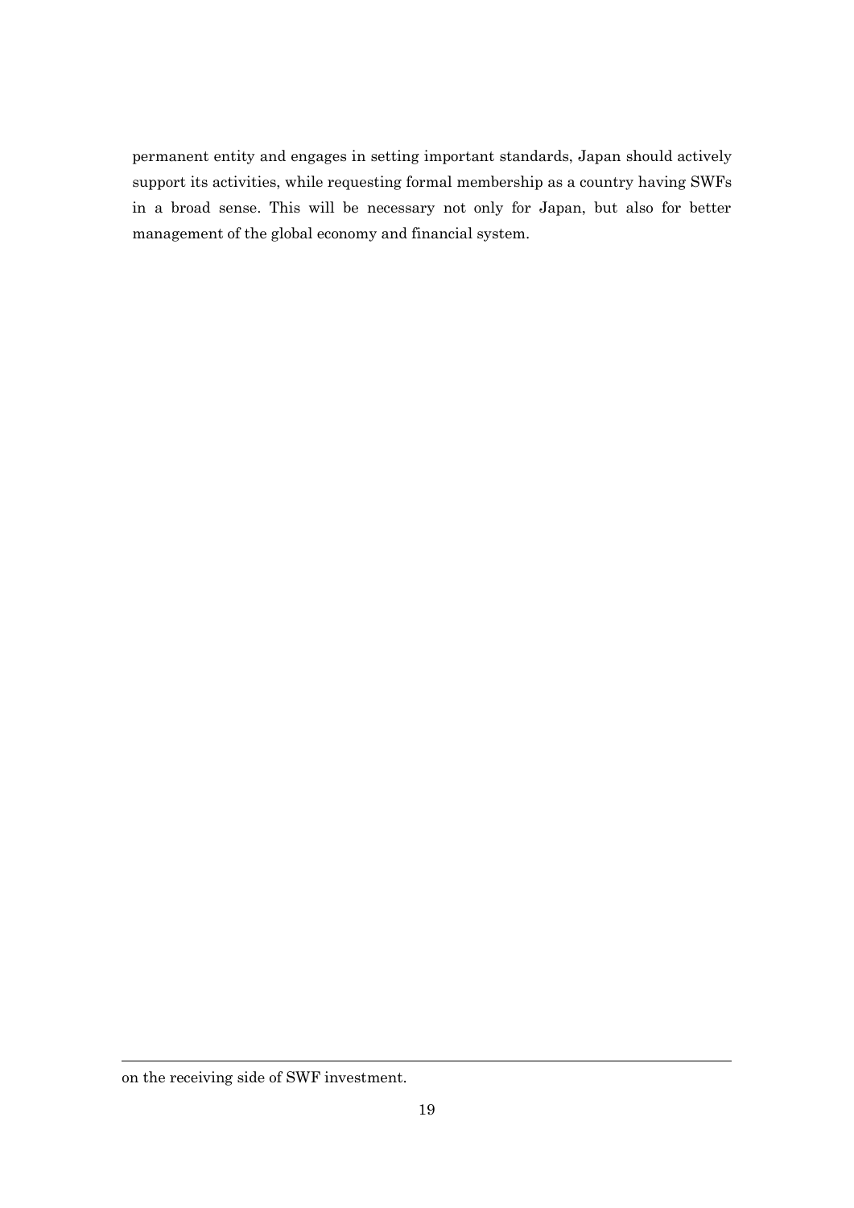permanent entity and engages in setting important standards, Japan should actively support its activities, while requesting formal membership as a country having SWFs in a broad sense. This will be necessary not only for Japan, but also for better management of the global economy and financial system.

---

on the receiving side of SWF investment.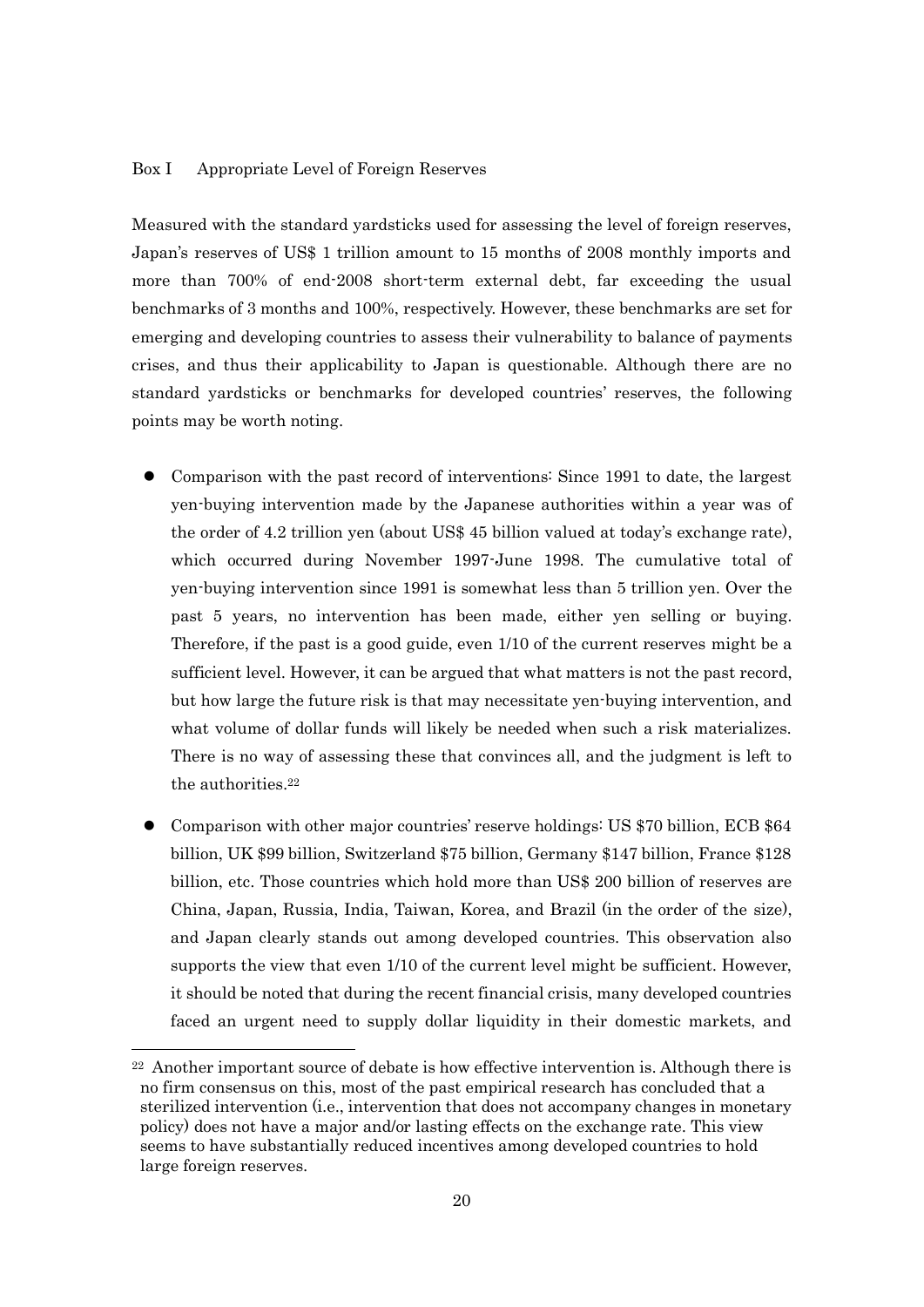Box I Appropriate Level of Foreign Reserves

Measured with the standard yardsticks used for assessing the level of foreign reserves, Japan's reserves of US$ 1 trillion amount to 15 months of 2008 monthly imports and more than 700% of end-2008 short-term external debt, far exceeding the usual benchmarks of 3 months and 100%, respectively. However, these benchmarks are set for emerging and developing countries to assess their vulnerability to balance of payments crises, and thus their applicability to Japan is questionable. Although there are no standard yardsticks or benchmarks for developed countries' reserves, the following points may be worth noting.

- Comparison with the past record of interventions: Since 1991 to date, the largest yen-buying intervention made by the Japanese authorities within a year was of the order of 4.2 trillion yen (about US$ 45 billion valued at today's exchange rate), which occurred during November 1997-June 1998. The cumulative total of yen-buying intervention since 1991 is somewhat less than 5 trillion yen. Over the past 5 years, no intervention has been made, either yen selling or buying. Therefore, if the past is a good guide, even 1/10 of the current reserves might be a sufficient level. However, it can be argued that what matters is not the past record, but how large the future risk is that may necessitate yen-buying intervention, and what volume of dollar funds will likely be needed when such a risk materializes. There is no way of assessing these that convinces all, and the judgment is left to the authorities.[22]

- Comparison with other major countries' reserve holdings: US $70 billion, ECB $64 billion, UK $99 billion, Switzerland $75 billion, Germany $147 billion, France $128 billion, etc. Those countries which hold more than US$ 200 billion of reserves are China, Japan, Russia, India, Taiwan, Korea, and Brazil (in the order of the size), and Japan clearly stands out among developed countries. This observation also supports the view that even 1/10 of the current level might be sufficient. However, it should be noted that during the recent financial crisis, many developed countries faced an urgent need to supply dollar liquidity in their domestic markets, and

---

[22] Another important source of debate is how effective intervention is. Although there is no firm consensus on this, most of the past empirical research has concluded that a sterilized intervention (i.e., intervention that does not accompany changes in monetary policy) does not have a major and/or lasting effects on the exchange rate. This view seems to have substantially reduced incentives among developed countries to hold large foreign reserves.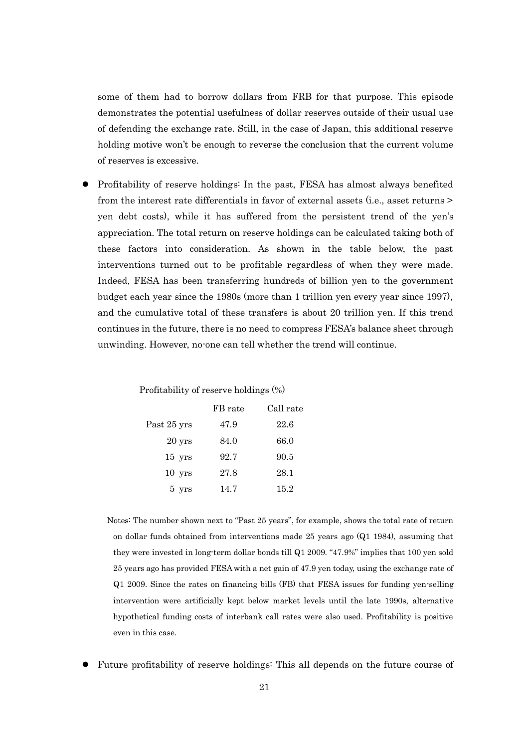some of them had to borrow dollars from FRB for that purpose. This episode demonstrates the potential usefulness of dollar reserves outside of their usual use of defending the exchange rate. Still, in the case of Japan, this additional reserve holding motive won't be enough to reverse the conclusion that the current volume of reserves is excessive.

- Profitability of reserve holdings: In the past, FESA has almost always benefited from the interest rate differentials in favor of external assets (i.e., asset returns > yen debt costs), while it has suffered from the persistent trend of the yen's appreciation. The total return on reserve holdings can be calculated taking both of these factors into consideration. As shown in the table below, the past interventions turned out to be profitable regardless of when they were made. Indeed, FESA has been transferring hundreds of billion yen to the government budget each year since the 1980s (more than 1 trillion yen every year since 1997), and the cumulative total of these transfers is about 20 trillion yen. If this trend continues in the future, there is no need to compress FESA's balance sheet through unwinding. However, no-one can tell whether the trend will continue.

Profitability of reserve holdings (%)

| | FB rate | Call rate |
|---|---|---|
| Past 25 yrs | 47.9 | 22.6 |
| 20 yrs | 84.0 | 66.0 |
| 15 yrs | 92.7 | 90.5 |
| 10 yrs | 27.8 | 28.1 |
| 5 yrs | 14.7 | 15.2 |

Notes: The number shown next to "Past 25 years", for example, shows the total rate of return on dollar funds obtained from interventions made 25 years ago (Q1 1984), assuming that they were invested in long-term dollar bonds till Q1 2009. "47.9%" implies that 100 yen sold 25 years ago has provided FESA with a net gain of 47.9 yen today, using the exchange rate of Q1 2009. Since the rates on financing bills (FB) that FESA issues for funding yen-selling intervention were artificially kept below market levels until the late 1990s, alternative hypothetical funding costs of interbank call rates were also used. Profitability is positive even in this case.

- Future profitability of reserve holdings: This all depends on the future course of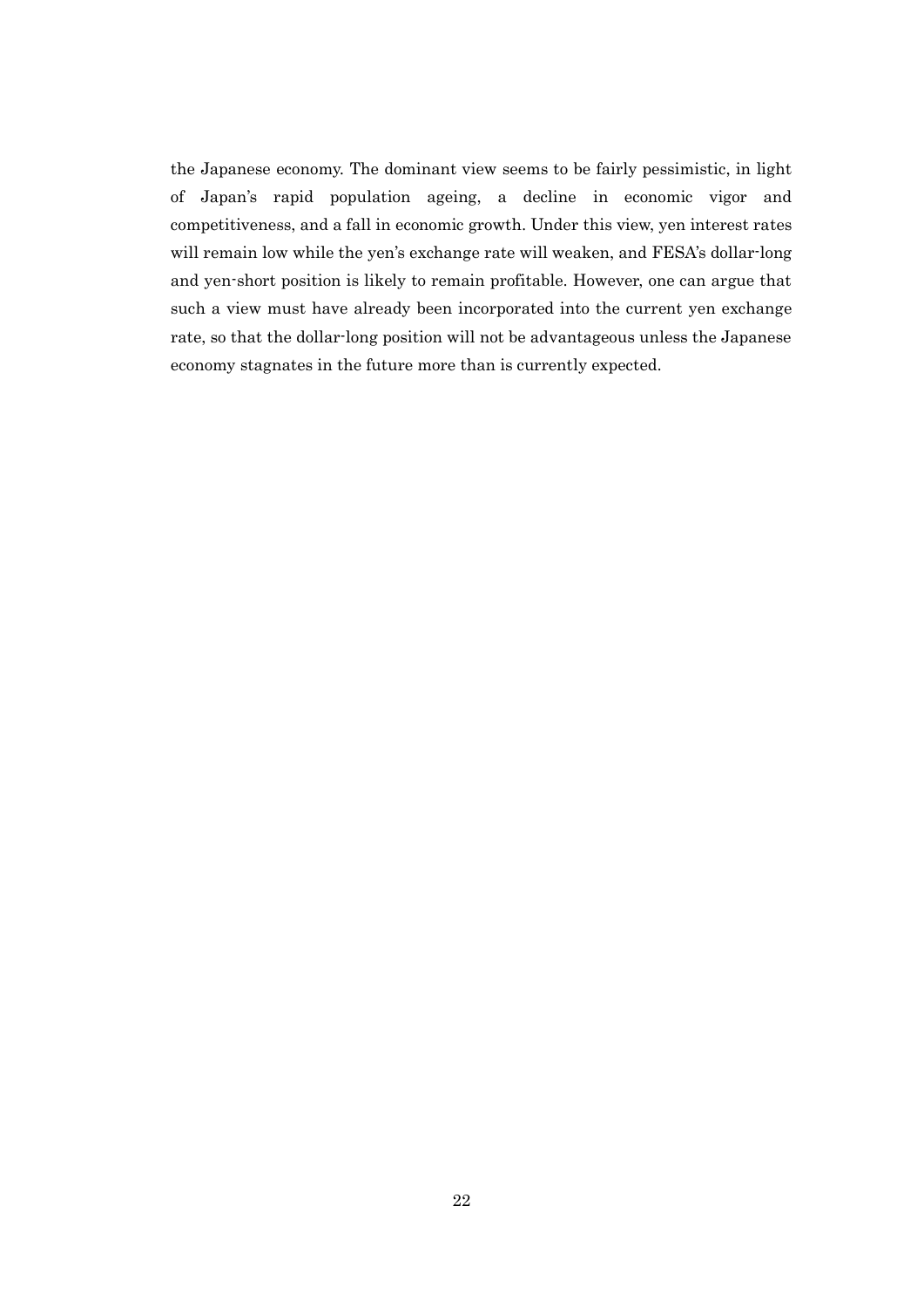the Japanese economy. The dominant view seems to be fairly pessimistic, in light of Japan's rapid population ageing, a decline in economic vigor and competitiveness, and a fall in economic growth. Under this view, yen interest rates will remain low while the yen's exchange rate will weaken, and FESA's dollar-long and yen-short position is likely to remain profitable. However, one can argue that such a view must have already been incorporated into the current yen exchange rate, so that the dollar-long position will not be advantageous unless the Japanese economy stagnates in the future more than is currently expected.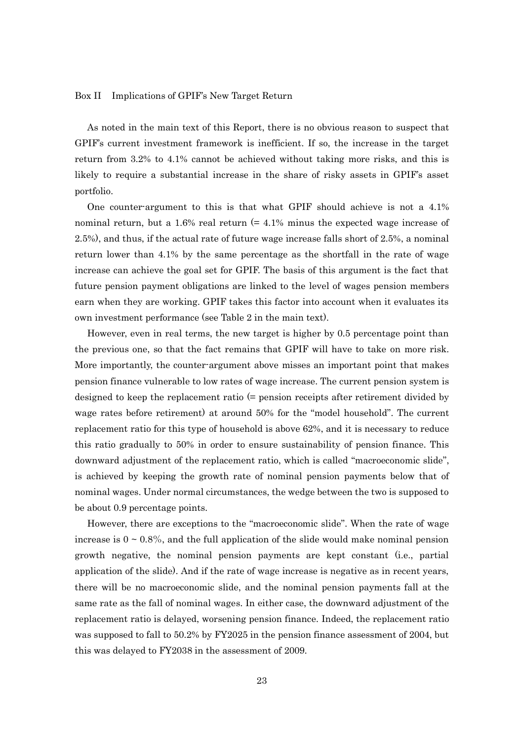## Box II Implications of GPIF's New Target Return

As noted in the main text of this Report, there is no obvious reason to suspect that GPIF's current investment framework is inefficient. If so, the increase in the target return from 3.2% to 4.1% cannot be achieved without taking more risks, and this is likely to require a substantial increase in the share of risky assets in GPIF's asset portfolio.

One counter-argument to this is that what GPIF should achieve is not a 4.1% nominal return, but a 1.6% real return (= 4.1% minus the expected wage increase of 2.5%), and thus, if the actual rate of future wage increase falls short of 2.5%, a nominal return lower than 4.1% by the same percentage as the shortfall in the rate of wage increase can achieve the goal set for GPIF. The basis of this argument is the fact that future pension payment obligations are linked to the level of wages pension members earn when they are working. GPIF takes this factor into account when it evaluates its own investment performance (see Table 2 in the main text).

However, even in real terms, the new target is higher by 0.5 percentage point than the previous one, so that the fact remains that GPIF will have to take on more risk. More importantly, the counter-argument above misses an important point that makes pension finance vulnerable to low rates of wage increase. The current pension system is designed to keep the replacement ratio (= pension receipts after retirement divided by wage rates before retirement) at around 50% for the "model household". The current replacement ratio for this type of household is above 62%, and it is necessary to reduce this ratio gradually to 50% in order to ensure sustainability of pension finance. This downward adjustment of the replacement ratio, which is called "macroeconomic slide", is achieved by keeping the growth rate of nominal pension payments below that of nominal wages. Under normal circumstances, the wedge between the two is supposed to be about 0.9 percentage points.

However, there are exceptions to the "macroeconomic slide". When the rate of wage increase is 0 ~ 0.8%, and the full application of the slide would make nominal pension growth negative, the nominal pension payments are kept constant (i.e., partial application of the slide). And if the rate of wage increase is negative as in recent years, there will be no macroeconomic slide, and the nominal pension payments fall at the same rate as the fall of nominal wages. In either case, the downward adjustment of the replacement ratio is delayed, worsening pension finance. Indeed, the replacement ratio was supposed to fall to 50.2% by FY2025 in the pension finance assessment of 2004, but this was delayed to FY2038 in the assessment of 2009.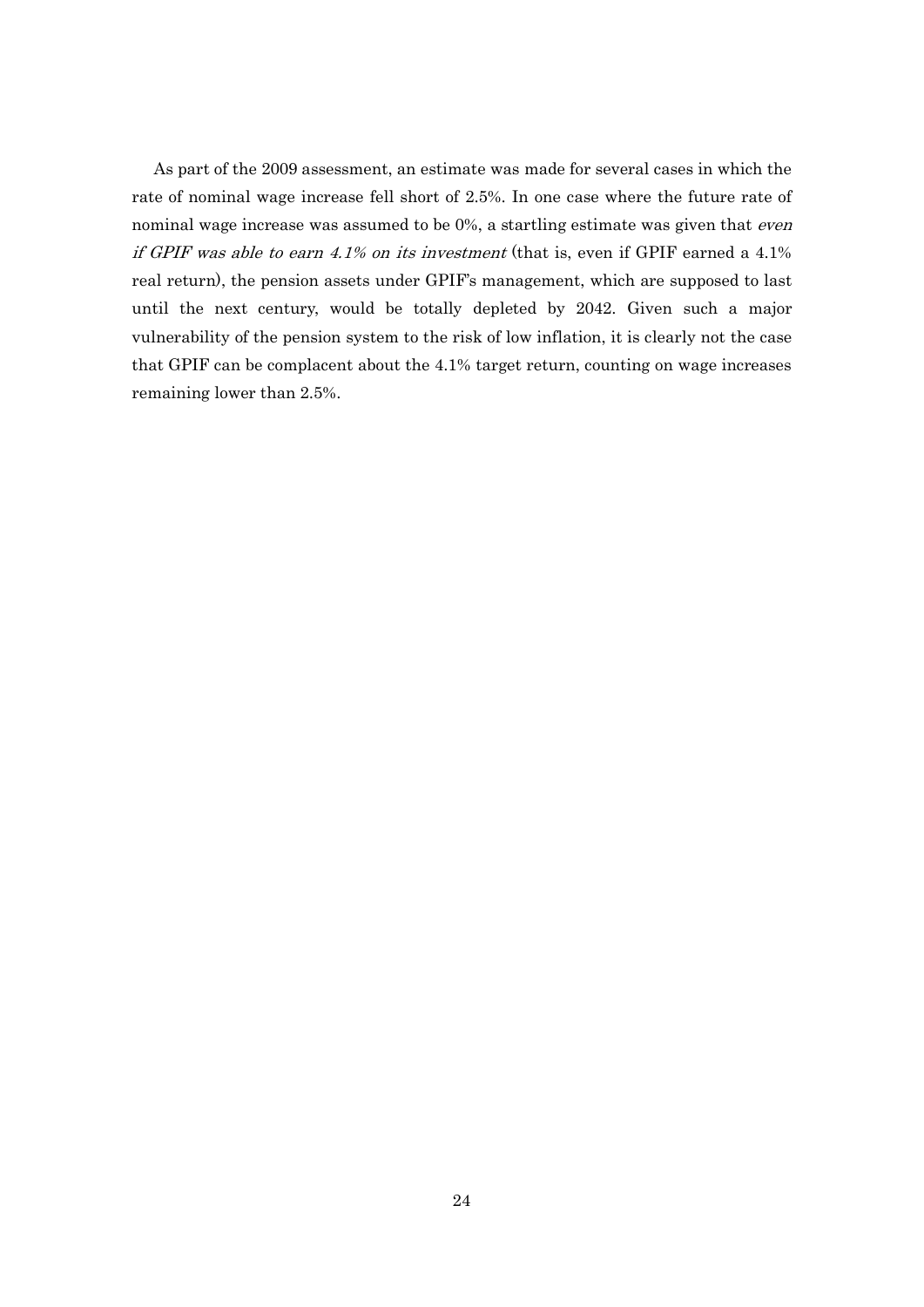As part of the 2009 assessment, an estimate was made for several cases in which the rate of nominal wage increase fell short of 2.5%. In one case where the future rate of nominal wage increase was assumed to be 0%, a startling estimate was given that *even if GPIF was able to earn 4.1% on its investment* (that is, even if GPIF earned a 4.1% real return), the pension assets under GPIF's management, which are supposed to last until the next century, would be totally depleted by 2042. Given such a major vulnerability of the pension system to the risk of low inflation, it is clearly not the case that GPIF can be complacent about the 4.1% target return, counting on wage increases remaining lower than 2.5%.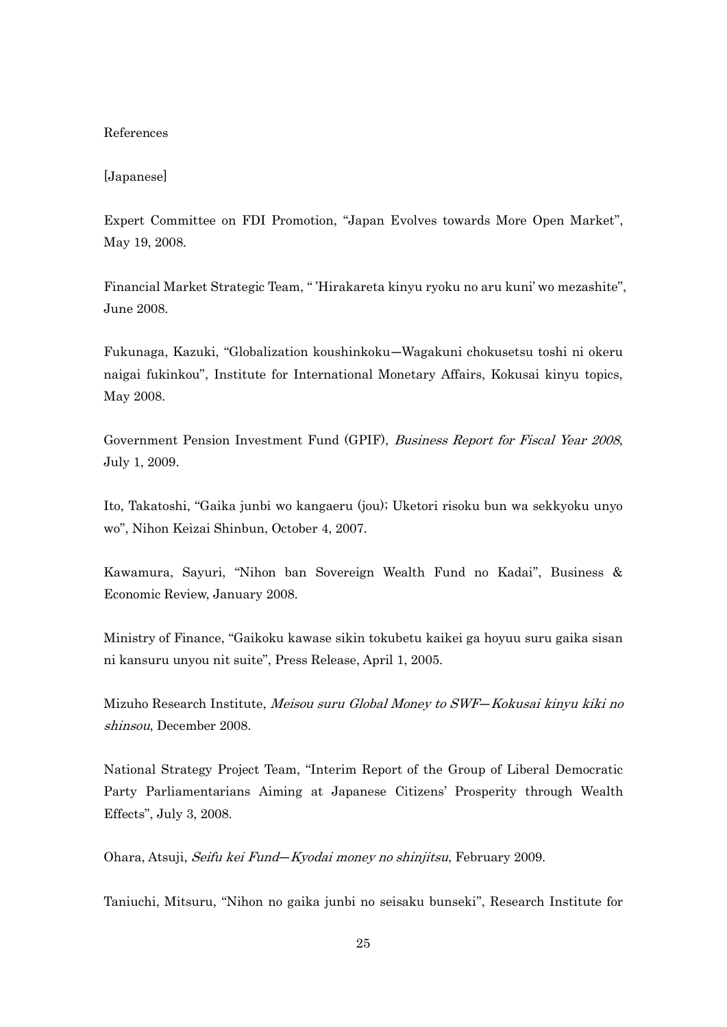# References

## [Japanese]

Expert Committee on FDI Promotion, “Japan Evolves towards More Open Market”, May 19, 2008.

Financial Market Strategic Team, “ ’Hirakareta kinyu ryoku no aru kuni’ wo mezashite”, June 2008.

Fukunaga, Kazuki, “Globalization koushinkoku—Wagakuni chokusetsu toshi ni okeru naigai fukinkou”, Institute for International Monetary Affairs, Kokusai kinyu topics, May 2008.

Government Pension Investment Fund (GPIF), *Business Report for Fiscal Year 2008*, July 1, 2009.

Ito, Takatoshi, “Gaika junbi wo kangaeru (jou); Uketori risoku bun wa sekkyoku unyo wo”, Nihon Keizai Shinbun, October 4, 2007.

Kawamura, Sayuri, “Nihon ban Sovereign Wealth Fund no Kadai”, Business & Economic Review, January 2008.

Ministry of Finance, “Gaikoku kawase sikin tokubetu kaikei ga hoyuu suru gaika sisan ni kansuru unyou nit suite”, Press Release, April 1, 2005.

Mizuho Research Institute, *Meisou suru Global Money to SWF—Kokusai kinyu kiki no shinsou*, December 2008.

National Strategy Project Team, “Interim Report of the Group of Liberal Democratic Party Parliamentarians Aiming at Japanese Citizens’ Prosperity through Wealth Effects”, July 3, 2008.

Ohara, Atsuji, *Seifu kei Fund—Kyodai money no shinjitsu*, February 2009.

Taniuchi, Mitsuru, “Nihon no gaika junbi no seisaku bunseki”, Research Institute for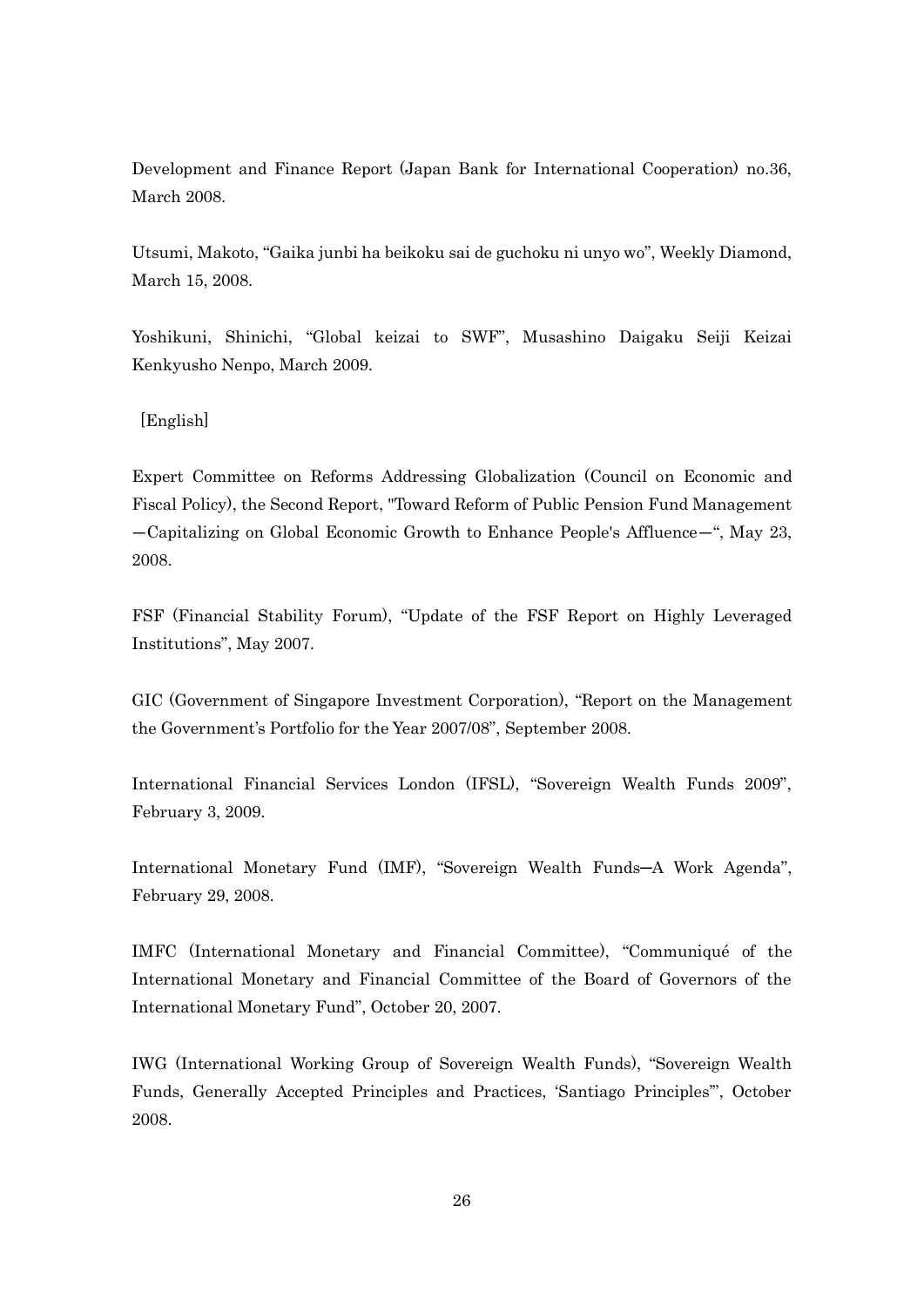Development and Finance Report (Japan Bank for International Cooperation) no.36, March 2008.

Utsumi, Makoto, "Gaika junbi ha beikoku sai de guchoku ni unyo wo", Weekly Diamond, March 15, 2008.

Yoshikuni, Shinichi, "Global keizai to SWF", Musashino Daigaku Seiji Keizai Kenkyusho Nenpo, March 2009.

[English]

Expert Committee on Reforms Addressing Globalization (Council on Economic and Fiscal Policy), the Second Report, "Toward Reform of Public Pension Fund Management —Capitalizing on Global Economic Growth to Enhance People's Affluence—", May 23, 2008.

FSF (Financial Stability Forum), "Update of the FSF Report on Highly Leveraged Institutions", May 2007.

GIC (Government of Singapore Investment Corporation), "Report on the Management the Government's Portfolio for the Year 2007/08", September 2008.

International Financial Services London (IFSL), "Sovereign Wealth Funds 2009", February 3, 2009.

International Monetary Fund (IMF), "Sovereign Wealth Funds—A Work Agenda", February 29, 2008.

IMFC (International Monetary and Financial Committee), "Communiqué of the International Monetary and Financial Committee of the Board of Governors of the International Monetary Fund", October 20, 2007.

IWG (International Working Group of Sovereign Wealth Funds), "Sovereign Wealth Funds, Generally Accepted Principles and Practices, 'Santiago Principles'", October 2008.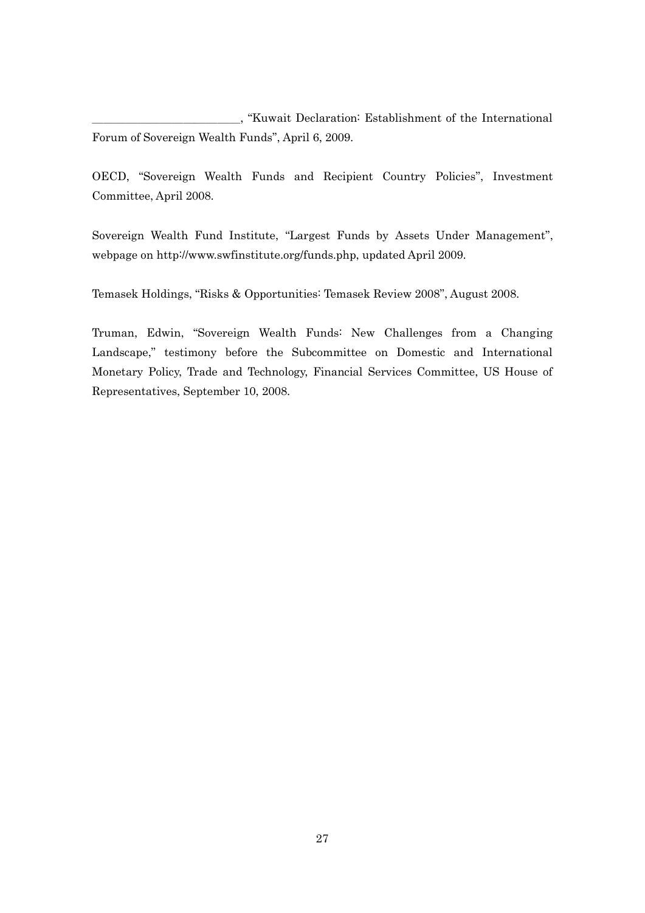__________________________, "Kuwait Declaration: Establishment of the International Forum of Sovereign Wealth Funds", April 6, 2009.

OECD, "Sovereign Wealth Funds and Recipient Country Policies", Investment Committee, April 2008.

Sovereign Wealth Fund Institute, "Largest Funds by Assets Under Management", webpage on http://www.swfinstitute.org/funds.php, updated April 2009.

Temasek Holdings, "Risks & Opportunities: Temasek Review 2008", August 2008.

Truman, Edwin, "Sovereign Wealth Funds: New Challenges from a Changing Landscape," testimony before the Subcommittee on Domestic and International Monetary Policy, Trade and Technology, Financial Services Committee, US House of Representatives, September 10, 2008.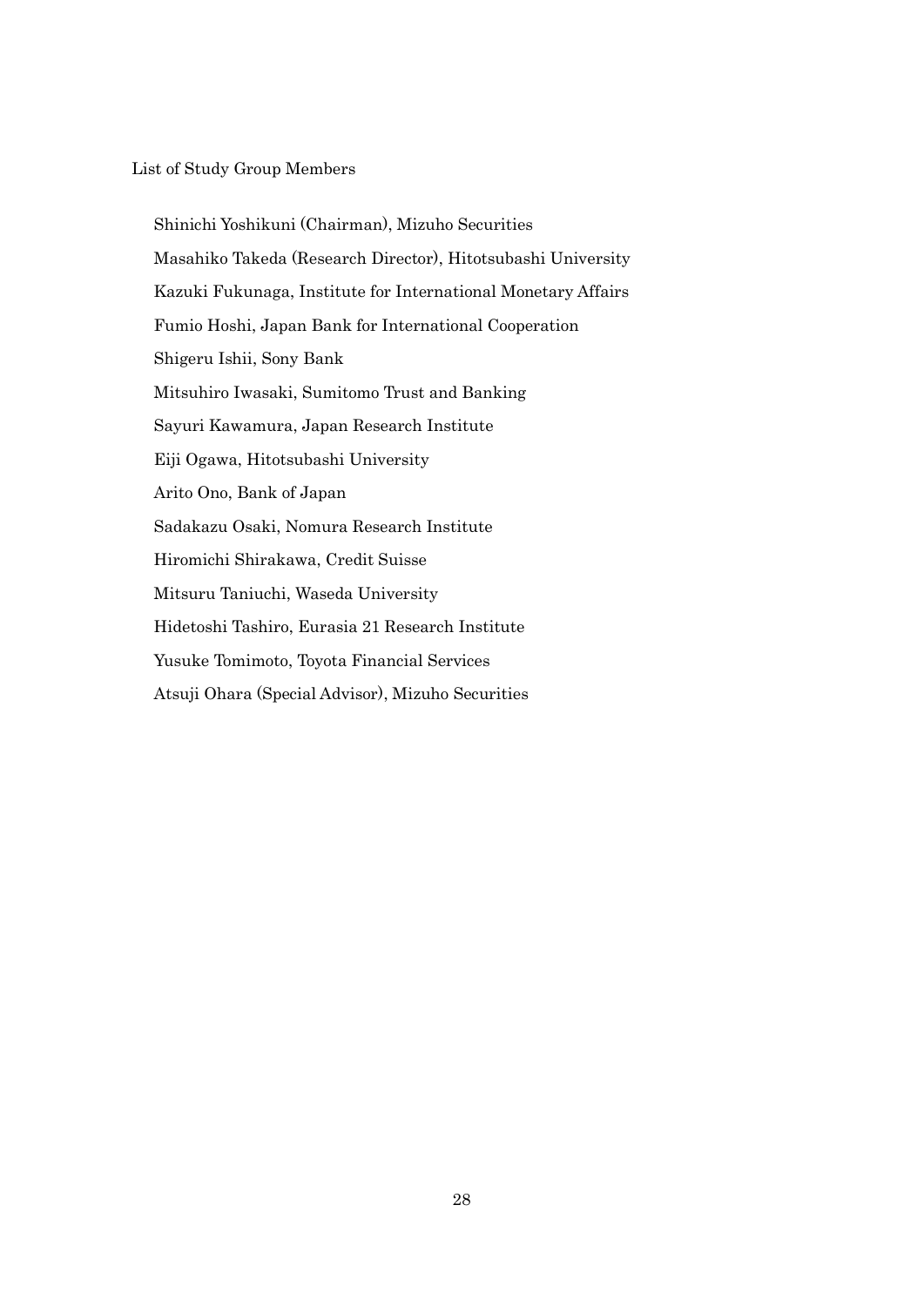List of Study Group Members

Shinichi Yoshikuni (Chairman), Mizuho Securities

Masahiko Takeda (Research Director), Hitotsubashi University

Kazuki Fukunaga, Institute for International Monetary Affairs

Fumio Hoshi, Japan Bank for International Cooperation

Shigeru Ishii, Sony Bank

Mitsuhiro Iwasaki, Sumitomo Trust and Banking

Sayuri Kawamura, Japan Research Institute

Eiji Ogawa, Hitotsubashi University

Arito Ono, Bank of Japan

Sadakazu Osaki, Nomura Research Institute

Hiromichi Shirakawa, Credit Suisse

Mitsuru Taniuchi, Waseda University

Hidetoshi Tashiro, Eurasia 21 Research Institute

Yusuke Tomimoto, Toyota Financial Services

Atsuji Ohara (Special Advisor), Mizuho Securities